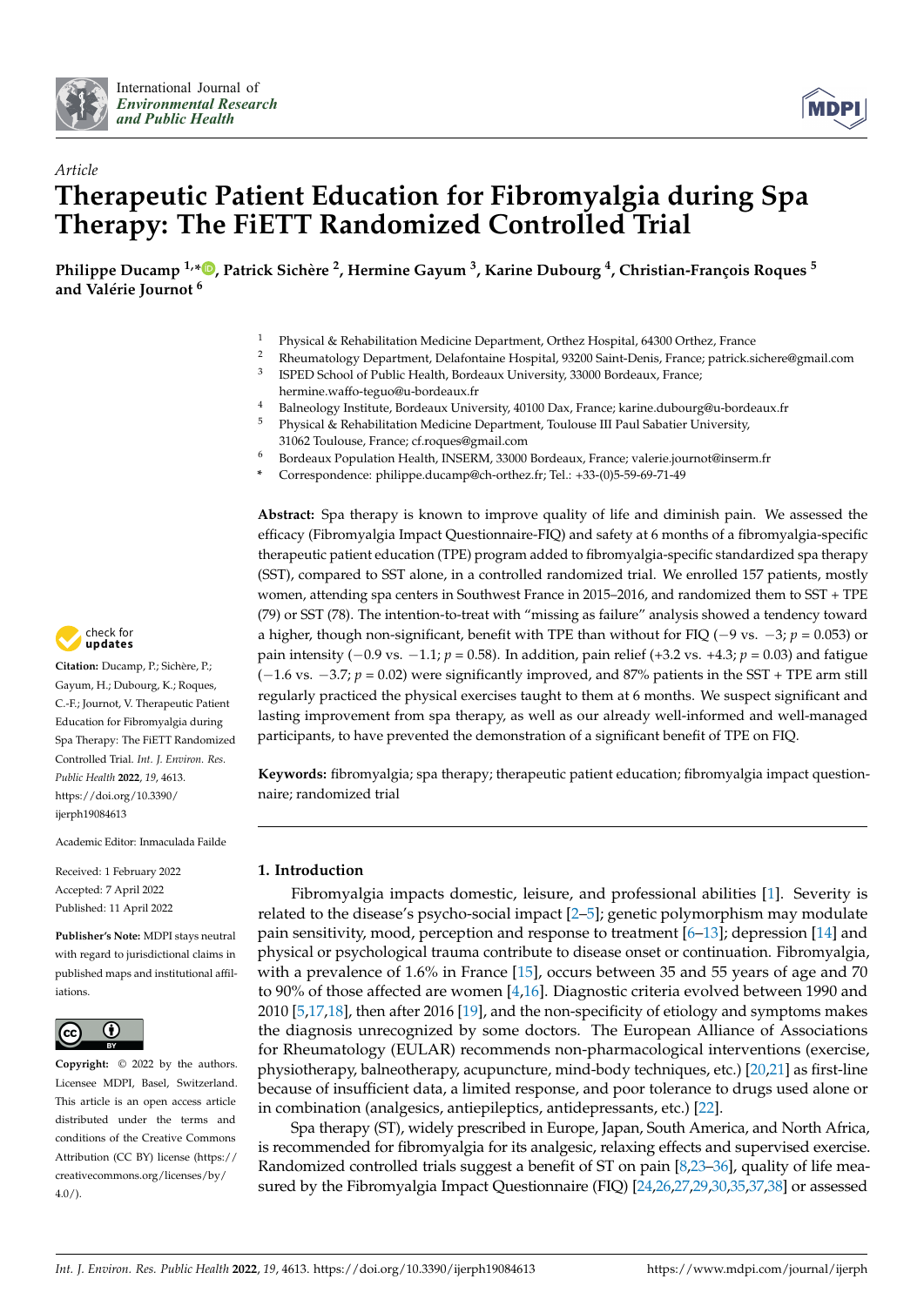International Journal of *Environmental Research and Public Health*

*Article*

# Therapeutic Patient Education for Fibromyalgia during Spa Therapy: The FiETT Randomized Controlled Trial

**Philippe Ducamp [1,*], Patrick Sichère [2], Hermine Gayum [3], Karine Dubourg [4], Christian-François Roques [5] and Valérie Journot [6]**

1. Physical & Rehabilitation Medicine Department, Orthez Hospital, 64300 Orthez, France
2. Rheumatology Department, Delafontaine Hospital, 93200 Saint-Denis, France; patrick.sichere@gmail.com
3. ISPED School of Public Health, Bordeaux University, 33000 Bordeaux, France; hermine.waffo-teguo@u-bordeaux.fr
4. Balneology Institute, Bordeaux University, 40100 Dax, France; karine.dubourg@u-bordeaux.fr
5. Physical & Rehabilitation Medicine Department, Toulouse III Paul Sabatier University, 31062 Toulouse, France; cf.roques@gmail.com
6. Bordeaux Population Health, INSERM, 33000 Bordeaux, France; valerie.journot@inserm.fr

\* Correspondence: philippe.ducamp@ch-orthez.fr; Tel.: +33-(0)5-59-69-71-49

**Abstract:** Spa therapy is known to improve quality of life and diminish pain. We assessed the efficacy (Fibromyalgia Impact Questionnaire-FIQ) and safety at 6 months of a fibromyalgia-specific therapeutic patient education (TPE) program added to fibromyalgia-specific standardized spa therapy (SST), compared to SST alone, in a controlled randomized trial. We enrolled 157 patients, mostly women, attending spa centers in Southwest France in 2015–2016, and randomized them to SST + TPE (79) or SST (78). The intention-to-treat with "missing as failure" analysis showed a tendency toward a higher, though non-significant, benefit with TPE than without for FIQ (−9 vs. −3; $p = 0.053$) or pain intensity (−0.9 vs. −1.1; $p = 0.58$). In addition, pain relief (+3.2 vs. +4.3; $p = 0.03$) and fatigue (−1.6 vs. −3.7; $p = 0.02$) were significantly improved, and 87% patients in the SST + TPE arm still regularly practiced the physical exercises taught to them at 6 months. We suspect significant and lasting improvement from spa therapy, as well as our already well-informed and well-managed participants, to have prevented the demonstration of a significant benefit of TPE on FIQ.

**Keywords:** fibromyalgia; spa therapy; therapeutic patient education; fibromyalgia impact questionnaire; randomized trial

**Citation:** Ducamp, P.; Sichère, P.; Gayum, H.; Dubourg, K.; Roques, C.-F.; Journot, V. Therapeutic Patient Education for Fibromyalgia during Spa Therapy: The FiETT Randomized Controlled Trial. *Int. J. Environ. Res. Public Health* **2022**, *19*, 4613. https://doi.org/10.3390/ijerph19084613

Academic Editor: Inmaculada Failde

Received: 1 February 2022
Accepted: 7 April 2022
Published: 11 April 2022

**Publisher's Note:** MDPI stays neutral with regard to jurisdictional claims in published maps and institutional affiliations.

**Copyright:** © 2022 by the authors. Licensee MDPI, Basel, Switzerland. This article is an open access article distributed under the terms and conditions of the Creative Commons Attribution (CC BY) license (https://creativecommons.org/licenses/by/4.0/).

## 1. Introduction

Fibromyalgia impacts domestic, leisure, and professional abilities [1]. Severity is related to the disease's psycho-social impact [2–5]; genetic polymorphism may modulate pain sensitivity, mood, perception and response to treatment [6–13]; depression [14] and physical or psychological trauma contribute to disease onset or continuation. Fibromyalgia, with a prevalence of 1.6% in France [15], occurs between 35 and 55 years of age and 70 to 90% of those affected are women [4,16]. Diagnostic criteria evolved between 1990 and 2010 [5,17,18], then after 2016 [19], and the non-specificity of etiology and symptoms makes the diagnosis unrecognized by some doctors. The European Alliance of Associations for Rheumatology (EULAR) recommends non-pharmacological interventions (exercise, physiotherapy, balneotherapy, acupuncture, mind-body techniques, etc.) [20,21] as first-line because of insufficient data, a limited response, and poor tolerance to drugs used alone or in combination (analgesics, antiepileptics, antidepressants, etc.) [22].

Spa therapy (ST), widely prescribed in Europe, Japan, South America, and North Africa, is recommended for fibromyalgia for its analgesic, relaxing effects and supervised exercise. Randomized controlled trials suggest a benefit of ST on pain [8,23–36], quality of life measured by the Fibromyalgia Impact Questionnaire (FIQ) [24,26,27,29,30,35,37,38] or assessed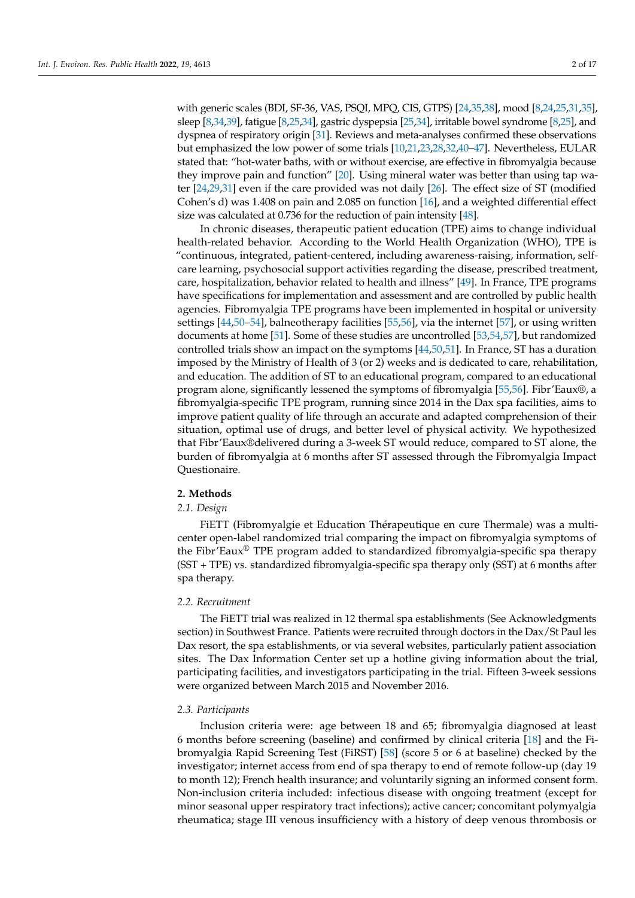with generic scales (BDI, SF-36, VAS, PSQI, MPQ, CIS, GTPS) [24,35,38], mood [8,24,25,31,35], sleep [8,34,39], fatigue [8,25,34], gastric dyspepsia [25,34], irritable bowel syndrome [8,25], and dyspnea of respiratory origin [31]. Reviews and meta-analyses confirmed these observations but emphasized the low power of some trials [10,21,23,28,32,40–47]. Nevertheless, EULAR stated that: "hot-water baths, with or without exercise, are effective in fibromyalgia because they improve pain and function" [20]. Using mineral water was better than using tap water [24,29,31] even if the care provided was not daily [26]. The effect size of ST (modified Cohen's d) was 1.408 on pain and 2.085 on function [16], and a weighted differential effect size was calculated at 0.736 for the reduction of pain intensity [48].

In chronic diseases, therapeutic patient education (TPE) aims to change individual health-related behavior. According to the World Health Organization (WHO), TPE is "continuous, integrated, patient-centered, including awareness-raising, information, self-care learning, psychosocial support activities regarding the disease, prescribed treatment, care, hospitalization, behavior related to health and illness" [49]. In France, TPE programs have specifications for implementation and assessment and are controlled by public health agencies. Fibromyalgia TPE programs have been implemented in hospital or university settings [44,50–54], balneotherapy facilities [55,56], via the internet [57], or using written documents at home [51]. Some of these studies are uncontrolled [53,54,57], but randomized controlled trials show an impact on the symptoms [44,50,51]. In France, ST has a duration imposed by the Ministry of Health of 3 (or 2) weeks and is dedicated to care, rehabilitation, and education. The addition of ST to an educational program, compared to an educational program alone, significantly lessened the symptoms of fibromyalgia [55,56]. Fibr'Eaux®, a fibromyalgia-specific TPE program, running since 2014 in the Dax spa facilities, aims to improve patient quality of life through an accurate and adapted comprehension of their situation, optimal use of drugs, and better level of physical activity. We hypothesized that Fibr'Eaux®delivered during a 3-week ST would reduce, compared to ST alone, the burden of fibromyalgia at 6 months after ST assessed through the Fibromyalgia Impact Questionaire.

## 2. Methods

### 2.1. Design

FiETT (Fibromyalgie et Education Thérapeutique en cure Thermale) was a multicenter open-label randomized trial comparing the impact on fibromyalgia symptoms of the Fibr'Eaux® TPE program added to standardized fibromyalgia-specific spa therapy (SST + TPE) vs. standardized fibromyalgia-specific spa therapy only (SST) at 6 months after spa therapy.

### 2.2. Recruitment

The FiETT trial was realized in 12 thermal spa establishments (See Acknowledgments section) in Southwest France. Patients were recruited through doctors in the Dax/St Paul les Dax resort, the spa establishments, or via several websites, particularly patient association sites. The Dax Information Center set up a hotline giving information about the trial, participating facilities, and investigators participating in the trial. Fifteen 3-week sessions were organized between March 2015 and November 2016.

### 2.3. Participants

Inclusion criteria were: age between 18 and 65; fibromyalgia diagnosed at least 6 months before screening (baseline) and confirmed by clinical criteria [18] and the Fibromyalgia Rapid Screening Test (FiRST) [58] (score 5 or 6 at baseline) checked by the investigator; internet access from end of spa therapy to end of remote follow-up (day 19 to month 12); French health insurance; and voluntarily signing an informed consent form. Non-inclusion criteria included: infectious disease with ongoing treatment (except for minor seasonal upper respiratory tract infections); active cancer; concomitant polymyalgia rheumatica; stage III venous insufficiency with a history of deep venous thrombosis or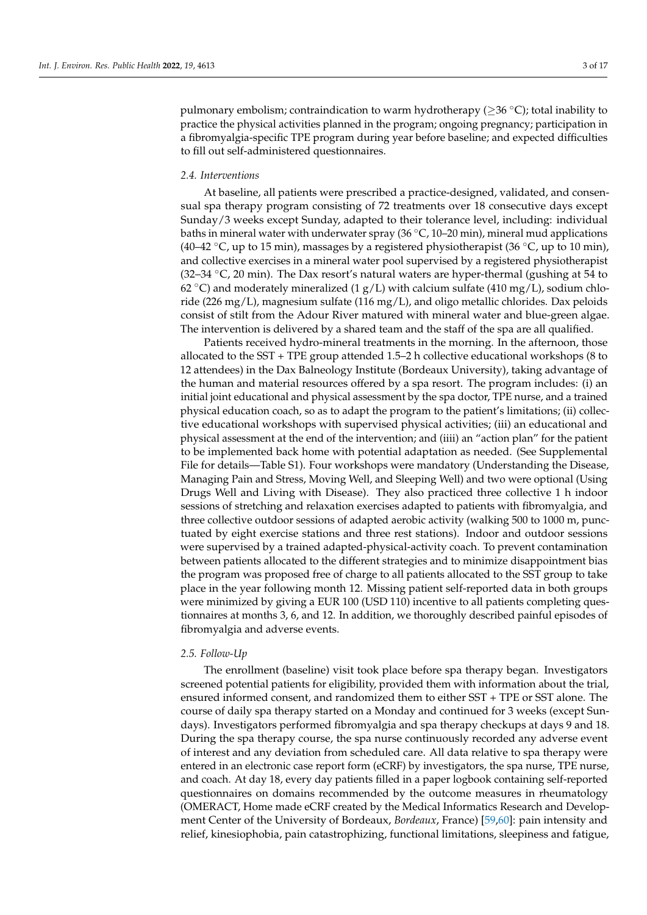pulmonary embolism; contraindication to warm hydrotherapy (≥36 °C); total inability to practice the physical activities planned in the program; ongoing pregnancy; participation in a fibromyalgia-specific TPE program during year before baseline; and expected difficulties to fill out self-administered questionnaires.

### *2.4. Interventions*

At baseline, all patients were prescribed a practice-designed, validated, and consensual spa therapy program consisting of 72 treatments over 18 consecutive days except Sunday/3 weeks except Sunday, adapted to their tolerance level, including: individual baths in mineral water with underwater spray (36 °C, 10–20 min), mineral mud applications (40–42 °C, up to 15 min), massages by a registered physiotherapist (36 °C, up to 10 min), and collective exercises in a mineral water pool supervised by a registered physiotherapist (32–34 °C, 20 min). The Dax resort's natural waters are hyper-thermal (gushing at 54 to 62 °C) and moderately mineralized (1 g/L) with calcium sulfate (410 mg/L), sodium chloride (226 mg/L), magnesium sulfate (116 mg/L), and oligo metallic chlorides. Dax peloids consist of stilt from the Adour River matured with mineral water and blue-green algae. The intervention is delivered by a shared team and the staff of the spa are all qualified.

Patients received hydro-mineral treatments in the morning. In the afternoon, those allocated to the SST + TPE group attended 1.5–2 h collective educational workshops (8 to 12 attendees) in the Dax Balneology Institute (Bordeaux University), taking advantage of the human and material resources offered by a spa resort. The program includes: (i) an initial joint educational and physical assessment by the spa doctor, TPE nurse, and a trained physical education coach, so as to adapt the program to the patient's limitations; (ii) collective educational workshops with supervised physical activities; (iii) an educational and physical assessment at the end of the intervention; and (iiii) an "action plan" for the patient to be implemented back home with potential adaptation as needed. (See Supplemental File for details—Table S1). Four workshops were mandatory (Understanding the Disease, Managing Pain and Stress, Moving Well, and Sleeping Well) and two were optional (Using Drugs Well and Living with Disease). They also practiced three collective 1 h indoor sessions of stretching and relaxation exercises adapted to patients with fibromyalgia, and three collective outdoor sessions of adapted aerobic activity (walking 500 to 1000 m, punctuated by eight exercise stations and three rest stations). Indoor and outdoor sessions were supervised by a trained adapted-physical-activity coach. To prevent contamination between patients allocated to the different strategies and to minimize disappointment bias the program was proposed free of charge to all patients allocated to the SST group to take place in the year following month 12. Missing patient self-reported data in both groups were minimized by giving a EUR 100 (USD 110) incentive to all patients completing questionnaires at months 3, 6, and 12. In addition, we thoroughly described painful episodes of fibromyalgia and adverse events.

### *2.5. Follow-Up*

The enrollment (baseline) visit took place before spa therapy began. Investigators screened potential patients for eligibility, provided them with information about the trial, ensured informed consent, and randomized them to either SST + TPE or SST alone. The course of daily spa therapy started on a Monday and continued for 3 weeks (except Sundays). Investigators performed fibromyalgia and spa therapy checkups at days 9 and 18. During the spa therapy course, the spa nurse continuously recorded any adverse event of interest and any deviation from scheduled care. All data relative to spa therapy were entered in an electronic case report form (eCRF) by investigators, the spa nurse, TPE nurse, and coach. At day 18, every day patients filled in a paper logbook containing self-reported questionnaires on domains recommended by the outcome measures in rheumatology (OMERACT, Home made eCRF created by the Medical Informatics Research and Development Center of the University of Bordeaux, *Bordeaux*, France) [59,60]: pain intensity and relief, kinesiophobia, pain catastrophizing, functional limitations, sleepiness and fatigue,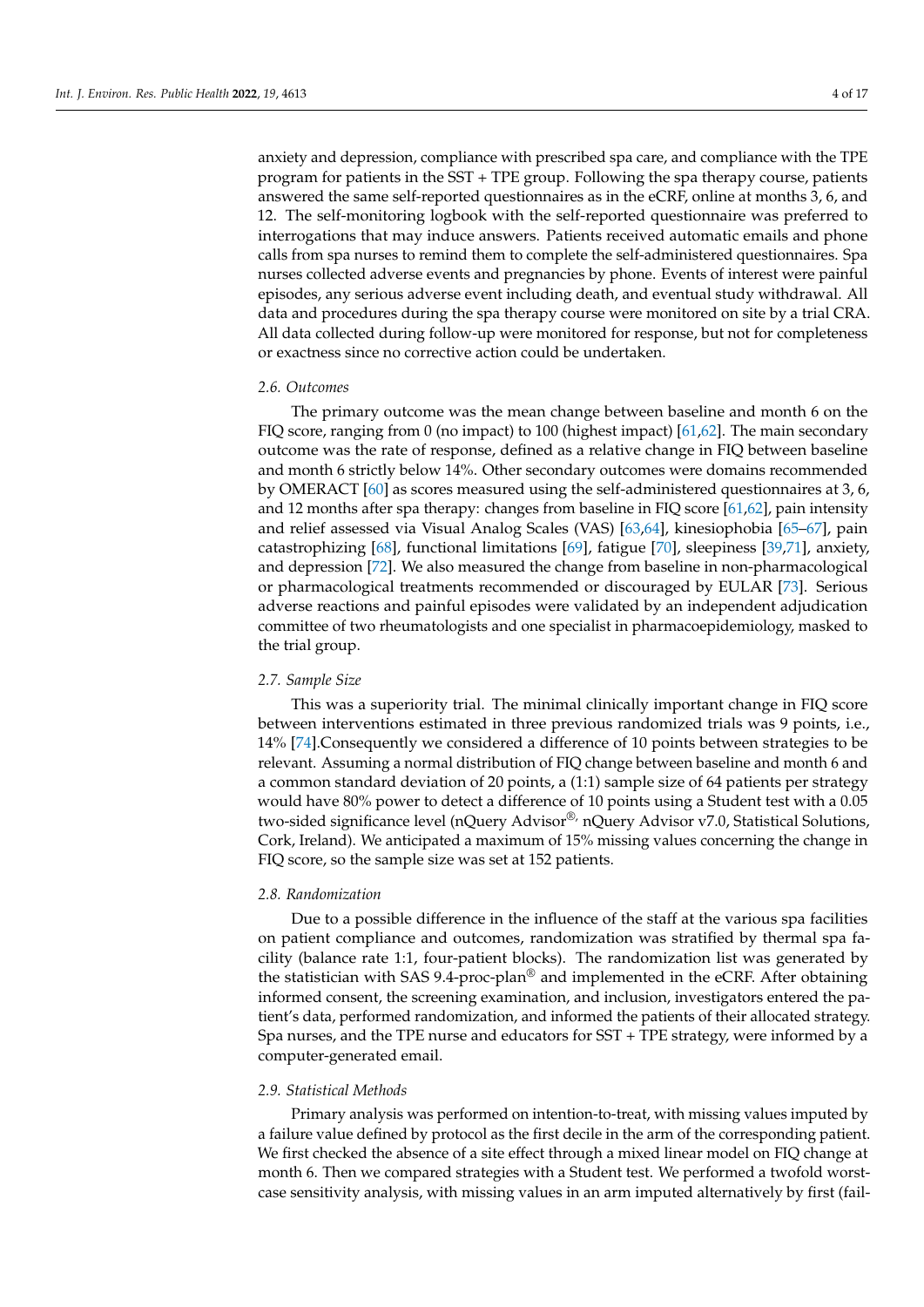anxiety and depression, compliance with prescribed spa care, and compliance with the TPE program for patients in the SST + TPE group. Following the spa therapy course, patients answered the same self-reported questionnaires as in the eCRF, online at months 3, 6, and 12. The self-monitoring logbook with the self-reported questionnaire was preferred to interrogations that may induce answers. Patients received automatic emails and phone calls from spa nurses to remind them to complete the self-administered questionnaires. Spa nurses collected adverse events and pregnancies by phone. Events of interest were painful episodes, any serious adverse event including death, and eventual study withdrawal. All data and procedures during the spa therapy course were monitored on site by a trial CRA. All data collected during follow-up were monitored for response, but not for completeness or exactness since no corrective action could be undertaken.

### *2.6. Outcomes*

The primary outcome was the mean change between baseline and month 6 on the FIQ score, ranging from 0 (no impact) to 100 (highest impact) [61,62]. The main secondary outcome was the rate of response, defined as a relative change in FIQ between baseline and month 6 strictly below 14%. Other secondary outcomes were domains recommended by OMERACT [60] as scores measured using the self-administered questionnaires at 3, 6, and 12 months after spa therapy: changes from baseline in FIQ score [61,62], pain intensity and relief assessed via Visual Analog Scales (VAS) [63,64], kinesiophobia [65–67], pain catastrophizing [68], functional limitations [69], fatigue [70], sleepiness [39,71], anxiety, and depression [72]. We also measured the change from baseline in non-pharmacological or pharmacological treatments recommended or discouraged by EULAR [73]. Serious adverse reactions and painful episodes were validated by an independent adjudication committee of two rheumatologists and one specialist in pharmacoepidemiology, masked to the trial group.

### *2.7. Sample Size*

This was a superiority trial. The minimal clinically important change in FIQ score between interventions estimated in three previous randomized trials was 9 points, i.e., 14% [74].Consequently we considered a difference of 10 points between strategies to be relevant. Assuming a normal distribution of FIQ change between baseline and month 6 and a common standard deviation of 20 points, a (1:1) sample size of 64 patients per strategy would have 80% power to detect a difference of 10 points using a Student test with a 0.05 two-sided significance level (nQuery Advisor®, nQuery Advisor v7.0, Statistical Solutions, Cork, Ireland). We anticipated a maximum of 15% missing values concerning the change in FIQ score, so the sample size was set at 152 patients.

### *2.8. Randomization*

Due to a possible difference in the influence of the staff at the various spa facilities on patient compliance and outcomes, randomization was stratified by thermal spa facility (balance rate 1:1, four-patient blocks). The randomization list was generated by the statistician with SAS 9.4-proc-plan® and implemented in the eCRF. After obtaining informed consent, the screening examination, and inclusion, investigators entered the patient's data, performed randomization, and informed the patients of their allocated strategy. Spa nurses, and the TPE nurse and educators for SST + TPE strategy, were informed by a computer-generated email.

### *2.9. Statistical Methods*

Primary analysis was performed on intention-to-treat, with missing values imputed by a failure value defined by protocol as the first decile in the arm of the corresponding patient. We first checked the absence of a site effect through a mixed linear model on FIQ change at month 6. Then we compared strategies with a Student test. We performed a twofold worst-case sensitivity analysis, with missing values in an arm imputed alternatively by first (fail-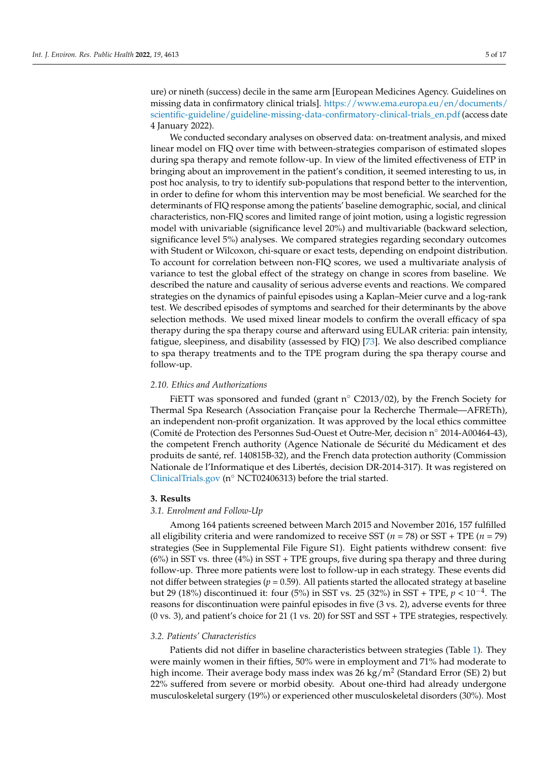ure) or nineth (success) decile in the same arm [European Medicines Agency. Guidelines on missing data in confirmatory clinical trials]. https://www.ema.europa.eu/en/documents/scientific-guideline/guideline-missing-data-confirmatory-clinical-trials_en.pdf (access date 4 January 2022).

We conducted secondary analyses on observed data: on-treatment analysis, and mixed linear model on FIQ over time with between-strategies comparison of estimated slopes during spa therapy and remote follow-up. In view of the limited effectiveness of ETP in bringing about an improvement in the patient's condition, it seemed interesting to us, in post hoc analysis, to try to identify sub-populations that respond better to the intervention, in order to define for whom this intervention may be most beneficial. We searched for the determinants of FIQ response among the patients' baseline demographic, social, and clinical characteristics, non-FIQ scores and limited range of joint motion, using a logistic regression model with univariable (significance level 20%) and multivariable (backward selection, significance level 5%) analyses. We compared strategies regarding secondary outcomes with Student or Wilcoxon, chi-square or exact tests, depending on endpoint distribution. To account for correlation between non-FIQ scores, we used a multivariate analysis of variance to test the global effect of the strategy on change in scores from baseline. We described the nature and causality of serious adverse events and reactions. We compared strategies on the dynamics of painful episodes using a Kaplan–Meier curve and a log-rank test. We described episodes of symptoms and searched for their determinants by the above selection methods. We used mixed linear models to confirm the overall efficacy of spa therapy during the spa therapy course and afterward using EULAR criteria: pain intensity, fatigue, sleepiness, and disability (assessed by FIQ) [73]. We also described compliance to spa therapy treatments and to the TPE program during the spa therapy course and follow-up.

### 2.10. Ethics and Authorizations

FiETT was sponsored and funded (grant n° C2013/02), by the French Society for Thermal Spa Research (Association Française pour la Recherche Thermale—AFRETh), an independent non-profit organization. It was approved by the local ethics committee (Comité de Protection des Personnes Sud-Ouest et Outre-Mer, decision n° 2014-A00464-43), the competent French authority (Agence Nationale de Sécurité du Médicament et des produits de santé, ref. 140815B-32), and the French data protection authority (Commission Nationale de l'Informatique et des Libertés, decision DR-2014-317). It was registered on ClinicalTrials.gov (n° NCT02406313) before the trial started.

## 3. Results

### 3.1. Enrolment and Follow-Up

Among 164 patients screened between March 2015 and November 2016, 157 fulfilled all eligibility criteria and were randomized to receive SST ($n$ = 78) or SST + TPE ($n$ = 79) strategies (See in Supplemental File Figure S1). Eight patients withdrew consent: five (6%) in SST vs. three (4%) in SST + TPE groups, five during spa therapy and three during follow-up. Three more patients were lost to follow-up in each strategy. These events did not differ between strategies ($p$ = 0.59). All patients started the allocated strategy at baseline but 29 (18%) discontinued it: four (5%) in SST vs. 25 (32%) in SST + TPE, $p < 10^{-4}$. The reasons for discontinuation were painful episodes in five (3 vs. 2), adverse events for three (0 vs. 3), and patient's choice for 21 (1 vs. 20) for SST and SST + TPE strategies, respectively.

### 3.2. Patients' Characteristics

Patients did not differ in baseline characteristics between strategies (Table 1). They were mainly women in their fifties, 50% were in employment and 71% had moderate to high income. Their average body mass index was 26 kg/m$^2$ (Standard Error (SE) 2) but 22% suffered from severe or morbid obesity. About one-third had already undergone musculoskeletal surgery (19%) or experienced other musculoskeletal disorders (30%). Most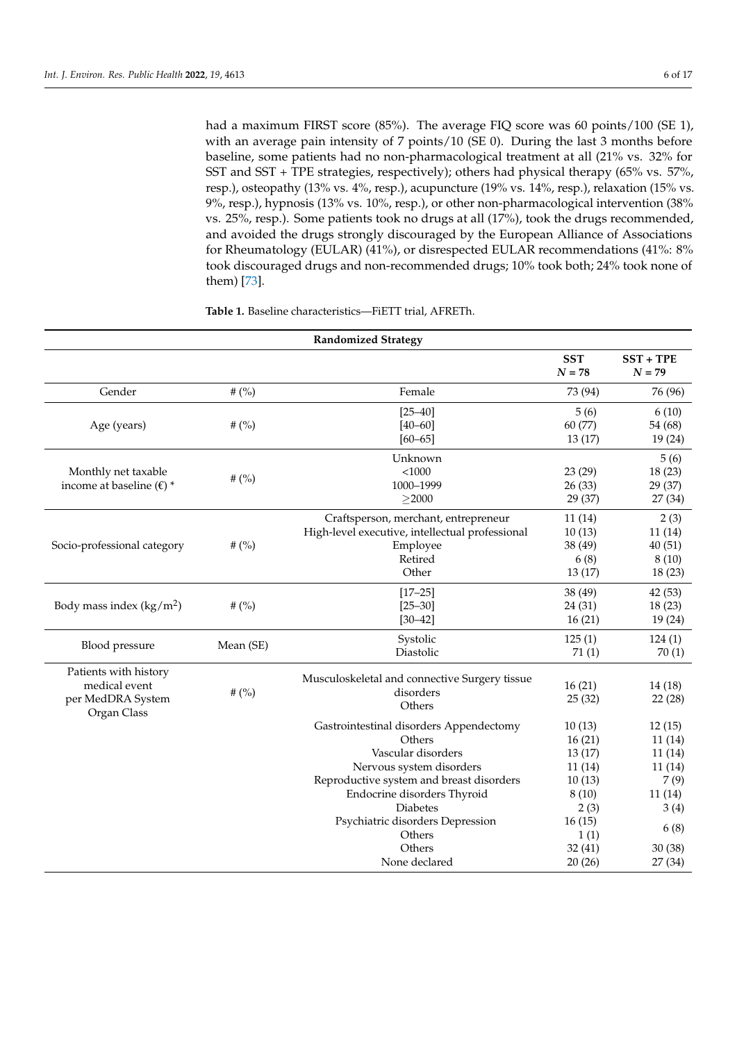had a maximum FIRST score (85%). The average FIQ score was 60 points/100 (SE 1), with an average pain intensity of 7 points/10 (SE 0). During the last 3 months before baseline, some patients had no non-pharmacological treatment at all (21% vs. 32% for SST and SST + TPE strategies, respectively); others had physical therapy (65% vs. 57%, resp.), osteopathy (13% vs. 4%, resp.), acupuncture (19% vs. 14%, resp.), relaxation (15% vs. 9%, resp.), hypnosis (13% vs. 10%, resp.), or other non-pharmacological intervention (38% vs. 25%, resp.). Some patients took no drugs at all (17%), took the drugs recommended, and avoided the drugs strongly discouraged by the European Alliance of Associations for Rheumatology (EULAR) (41%), or disrespected EULAR recommendations (41%: 8% took discouraged drugs and non-recommended drugs; 10% took both; 24% took none of them) [73].

**Table 1.** Baseline characteristics—FiETT trial, AFRETh.

| Randomized Strategy | | | | |
|---|---|---|---|---|
| | | | **SST** *N* = 78 | **SST + TPE** *N* = 79 |
| Gender | # (%) | Female | 73 (94) | 76 (96) |
| Age (years) | # (%) | [25–40] | 5 (6) | 6 (10) |
| | | [40–60] | 60 (77) | 54 (68) |
| | | [60–65] | 13 (17) | 19 (24) |
| Monthly net taxable income at baseline (€) * | # (%) | Unknown | | 5 (6) |
| | | <1000 | 23 (29) | 18 (23) |
| | | 1000–1999 | 26 (33) | 29 (37) |
| | | ≥2000 | 29 (37) | 27 (34) |
| Socio-professional category | # (%) | Craftsperson, merchant, entrepreneur | 11 (14) | 2 (3) |
| | | High-level executive, intellectual professional | 10 (13) | 11 (14) |
| | | Employee | 38 (49) | 40 (51) |
| | | Retired | 6 (8) | 8 (10) |
| | | Other | 13 (17) | 18 (23) |
| Body mass index (kg/m$^2$) | # (%) | [17–25] | 38 (49) | 42 (53) |
| | | [25–30] | 24 (31) | 18 (23) |
| | | [30–42] | 16 (21) | 19 (24) |
| Blood pressure | Mean (SE) | Systolic | 125 (1) | 124 (1) |
| | | Diastolic | 71 (1) | 70 (1) |
| Patients with history medical event per MedDRA System Organ Class | # (%) | Musculoskeletal and connective Surgery tissue disorders | 16 (21) | 14 (18) |
| | | Others | 25 (32) | 22 (28) |
| | | Gastrointestinal disorders Appendectomy | 10 (13) | 12 (15) |
| | | Others | 16 (21) | 11 (14) |
| | | Vascular disorders | 13 (17) | 11 (14) |
| | | Nervous system disorders | 11 (14) | 11 (14) |
| | | Reproductive system and breast disorders | 10 (13) | 7 (9) |
| | | Endocrine disorders Thyroid | 8 (10) | 11 (14) |
| | | Diabetes | 2 (3) | 3 (4) |
| | | Psychiatric disorders Depression | 16 (15) | 6 (8) |
| | | Others | 1 (1) | |
| | | Others | 32 (41) | 30 (38) |
| | | None declared | 20 (26) | 27 (34) |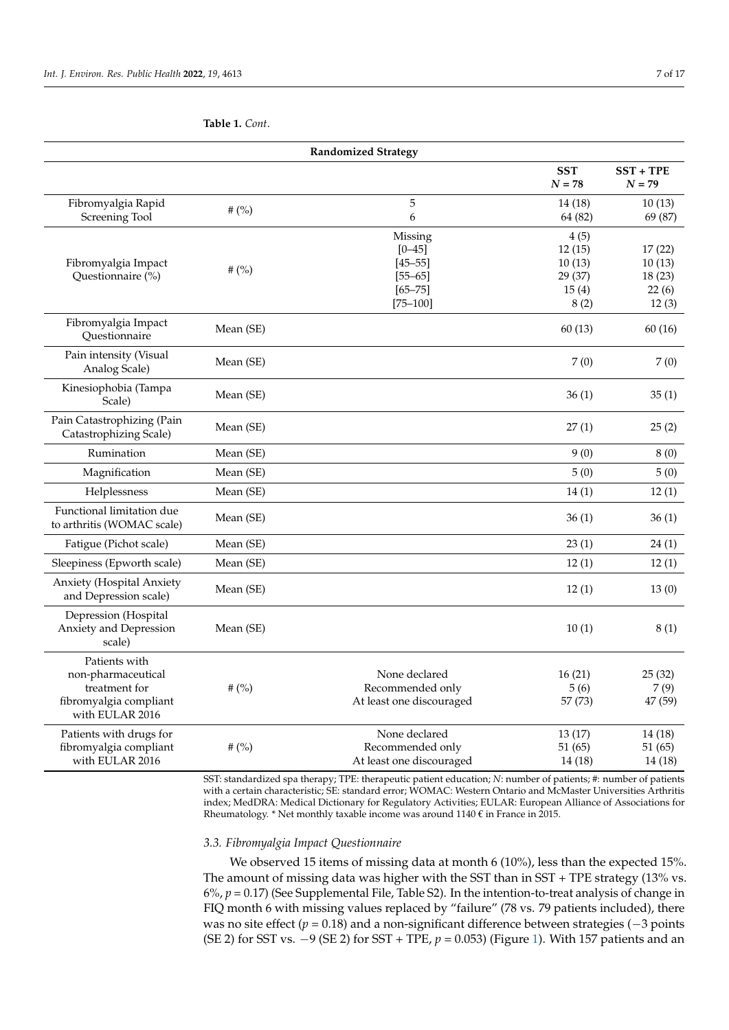**Table 1.** *Cont.*

| Randomized Strategy | | | | |
|---|---|---|---|---|
| | | | **SST** *N* **= 78** | **SST + TPE** *N* **= 79** |
| Fibromyalgia Rapid Screening Tool | # (%) | 5<br>6 | 14 (18)<br>64 (82) | 10 (13)<br>69 (87) |
| Fibromyalgia Impact Questionnaire (%) | # (%) | Missing<br>[0–45]<br>[45–55]<br>[55–65]<br>[65–75]<br>[75–100] | 4 (5)<br>12 (15)<br>10 (13)<br>29 (37)<br>15 (4)<br>8 (2) | <br>17 (22)<br>10 (13)<br>18 (23)<br>22 (6)<br>12 (3) |
| Fibromyalgia Impact Questionnaire | Mean (SE) | | 60 (13) | 60 (16) |
| Pain intensity (Visual Analog Scale) | Mean (SE) | | 7 (0) | 7 (0) |
| Kinesiophobia (Tampa Scale) | Mean (SE) | | 36 (1) | 35 (1) |
| Pain Catastrophizing (Pain Catastrophizing Scale) | Mean (SE) | | 27 (1) | 25 (2) |
| Rumination | Mean (SE) | | 9 (0) | 8 (0) |
| Magnification | Mean (SE) | | 5 (0) | 5 (0) |
| Helplessness | Mean (SE) | | 14 (1) | 12 (1) |
| Functional limitation due to arthritis (WOMAC scale) | Mean (SE) | | 36 (1) | 36 (1) |
| Fatigue (Pichot scale) | Mean (SE) | | 23 (1) | 24 (1) |
| Sleepiness (Epworth scale) | Mean (SE) | | 12 (1) | 12 (1) |
| Anxiety (Hospital Anxiety and Depression scale) | Mean (SE) | | 12 (1) | 13 (0) |
| Depression (Hospital Anxiety and Depression scale) | Mean (SE) | | 10 (1) | 8 (1) |
| Patients with non-pharmaceutical treatment for fibromyalgia compliant with EULAR 2016 | # (%) | None declared<br>Recommended only<br>At least one discouraged | 16 (21)<br>5 (6)<br>57 (73) | 25 (32)<br>7 (9)<br>47 (59) |
| Patients with drugs for fibromyalgia compliant with EULAR 2016 | # (%) | None declared<br>Recommended only<br>At least one discouraged | 13 (17)<br>51 (65)<br>14 (18) | 14 (18)<br>51 (65)<br>14 (18) |

SST: standardized spa therapy; TPE: therapeutic patient education; *N*: number of patients; #: number of patients with a certain characteristic; SE: standard error; WOMAC: Western Ontario and McMaster Universities Arthritis index; MedDRA: Medical Dictionary for Regulatory Activities; EULAR: European Alliance of Associations for Rheumatology. * Net monthly taxable income was around 1140 € in France in 2015.

### *3.3. Fibromyalgia Impact Questionnaire*

We observed 15 items of missing data at month 6 (10%), less than the expected 15%. The amount of missing data was higher with the SST than in SST + TPE strategy (13% vs. 6%, $p = 0.17$) (See Supplemental File, Table S2). In the intention-to-treat analysis of change in FIQ month 6 with missing values replaced by "failure" (78 vs. 79 patients included), there was no site effect ($p = 0.18$) and a non-significant difference between strategies (−3 points (SE 2) for SST vs. −9 (SE 2) for SST + TPE, $p = 0.053$) (Figure 1). With 157 patients and an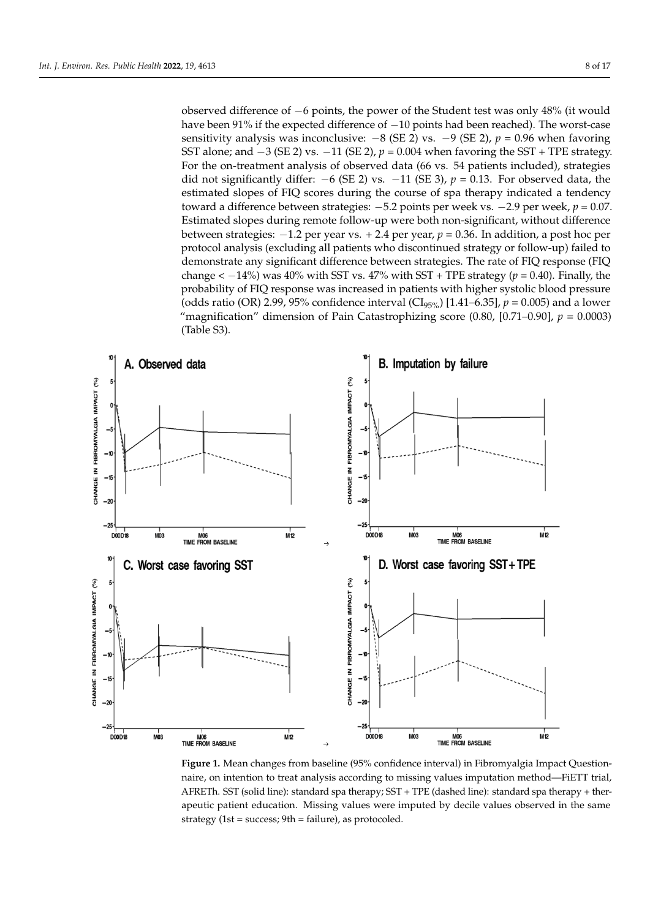observed difference of −6 points, the power of the Student test was only 48% (it would have been 91% if the expected difference of −10 points had been reached). The worst-case sensitivity analysis was inconclusive: −8 (SE 2) vs. −9 (SE 2), $p = 0.96$ when favoring SST alone; and −3 (SE 2) vs. −11 (SE 2), $p = 0.004$ when favoring the SST + TPE strategy. For the on-treatment analysis of observed data (66 vs. 54 patients included), strategies did not significantly differ: −6 (SE 2) vs. −11 (SE 3), $p = 0.13$. For observed data, the estimated slopes of FIQ scores during the course of spa therapy indicated a tendency toward a difference between strategies: −5.2 points per week vs. −2.9 per week, $p = 0.07$. Estimated slopes during remote follow-up were both non-significant, without difference between strategies: −1.2 per year vs. + 2.4 per year, $p = 0.36$. In addition, a post hoc per protocol analysis (excluding all patients who discontinued strategy or follow-up) failed to demonstrate any significant difference between strategies. The rate of FIQ response (FIQ change < −14%) was 40% with SST vs. 47% with SST + TPE strategy ($p = 0.40$). Finally, the probability of FIQ response was increased in patients with higher systolic blood pressure (odds ratio (OR) 2.99, 95% confidence interval ($CI_{95\%}$) [1.41–6.35], $p = 0.005$) and a lower "magnification" dimension of Pain Catastrophizing score (0.80, [0.71–0.90], $p = 0.0003$) (Table S3).

**Figure 1.** Mean changes from baseline (95% confidence interval) in Fibromyalgia Impact Questionnaire, on intention to treat analysis according to missing values imputation method—FiETT trial, AFRETh. SST (solid line): standard spa therapy; SST + TPE (dashed line): standard spa therapy + therapeutic patient education. Missing values were imputed by decile values observed in the same strategy (1st = success; 9th = failure), as protocoled.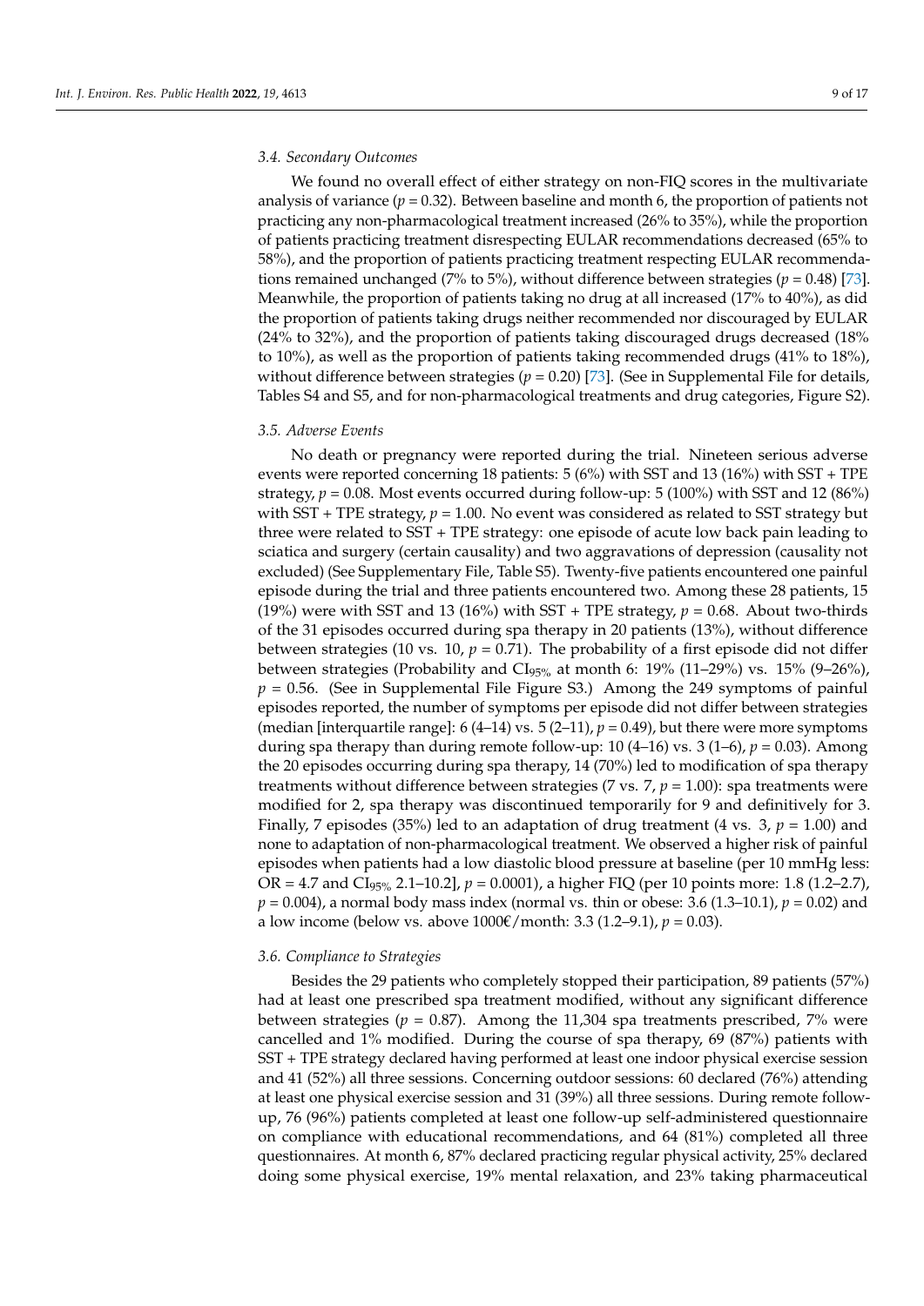### 3.4. Secondary Outcomes

We found no overall effect of either strategy on non-FIQ scores in the multivariate analysis of variance ($p = 0.32$). Between baseline and month 6, the proportion of patients not practicing any non-pharmacological treatment increased (26% to 35%), while the proportion of patients practicing treatment disrespecting EULAR recommendations decreased (65% to 58%), and the proportion of patients practicing treatment respecting EULAR recommendations remained unchanged (7% to 5%), without difference between strategies ($p = 0.48$) [73]. Meanwhile, the proportion of patients taking no drug at all increased (17% to 40%), as did the proportion of patients taking drugs neither recommended nor discouraged by EULAR (24% to 32%), and the proportion of patients taking discouraged drugs decreased (18% to 10%), as well as the proportion of patients taking recommended drugs (41% to 18%), without difference between strategies ($p = 0.20$) [73]. (See in Supplemental File for details, Tables S4 and S5, and for non-pharmacological treatments and drug categories, Figure S2).

### 3.5. Adverse Events

No death or pregnancy were reported during the trial. Nineteen serious adverse events were reported concerning 18 patients: 5 (6%) with SST and 13 (16%) with SST + TPE strategy, $p = 0.08$. Most events occurred during follow-up: 5 (100%) with SST and 12 (86%) with SST + TPE strategy, $p = 1.00$. No event was considered as related to SST strategy but three were related to SST + TPE strategy: one episode of acute low back pain leading to sciatica and surgery (certain causality) and two aggravations of depression (causality not excluded) (See Supplementary File, Table S5). Twenty-five patients encountered one painful episode during the trial and three patients encountered two. Among these 28 patients, 15 (19%) were with SST and 13 (16%) with SST + TPE strategy, $p = 0.68$. About two-thirds of the 31 episodes occurred during spa therapy in 20 patients (13%), without difference between strategies (10 vs. 10, $p = 0.71$). The probability of a first episode did not differ between strategies (Probability and $CI_{95\%}$ at month 6: 19% (11–29%) vs. 15% (9–26%), $p = 0.56$. (See in Supplemental File Figure S3.) Among the 249 symptoms of painful episodes reported, the number of symptoms per episode did not differ between strategies (median [interquartile range]: 6 (4–14) vs. 5 (2–11), $p = 0.49$), but there were more symptoms during spa therapy than during remote follow-up: 10 (4–16) vs. 3 (1–6), $p = 0.03$). Among the 20 episodes occurring during spa therapy, 14 (70%) led to modification of spa therapy treatments without difference between strategies (7 vs. 7, $p = 1.00$): spa treatments were modified for 2, spa therapy was discontinued temporarily for 9 and definitively for 3. Finally, 7 episodes (35%) led to an adaptation of drug treatment (4 vs. 3, $p = 1.00$) and none to adaptation of non-pharmacological treatment. We observed a higher risk of painful episodes when patients had a low diastolic blood pressure at baseline (per 10 mmHg less: OR = 4.7 and $CI_{95\%}$ 2.1–10.2], $p = 0.0001$), a higher FIQ (per 10 points more: 1.8 (1.2–2.7), $p = 0.004$), a normal body mass index (normal vs. thin or obese: 3.6 (1.3–10.1), $p = 0.02$) and a low income (below vs. above 1000€/month: 3.3 (1.2–9.1), $p = 0.03$).

### 3.6. Compliance to Strategies

Besides the 29 patients who completely stopped their participation, 89 patients (57%) had at least one prescribed spa treatment modified, without any significant difference between strategies ($p = 0.87$). Among the 11,304 spa treatments prescribed, 7% were cancelled and 1% modified. During the course of spa therapy, 69 (87%) patients with SST + TPE strategy declared having performed at least one indoor physical exercise session and 41 (52%) all three sessions. Concerning outdoor sessions: 60 declared (76%) attending at least one physical exercise session and 31 (39%) all three sessions. During remote follow-up, 76 (96%) patients completed at least one follow-up self-administered questionnaire on compliance with educational recommendations, and 64 (81%) completed all three questionnaires. At month 6, 87% declared practicing regular physical activity, 25% declared doing some physical exercise, 19% mental relaxation, and 23% taking pharmaceutical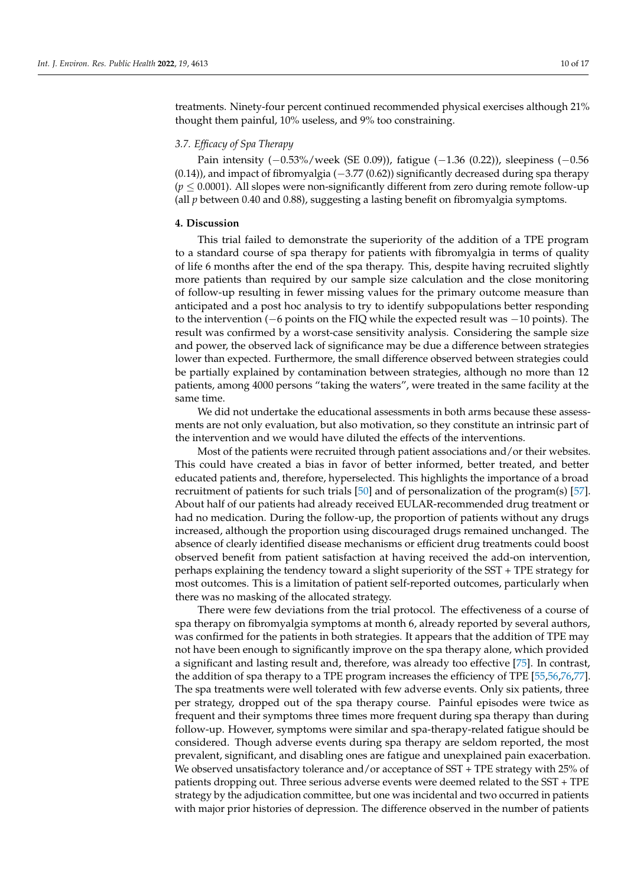treatments. Ninety-four percent continued recommended physical exercises although 21% thought them painful, 10% useless, and 9% too constraining.

### *3.7. Efficacy of Spa Therapy*

Pain intensity (−0.53%/week (SE 0.09)), fatigue (−1.36 (0.22)), sleepiness (−0.56 (0.14)), and impact of fibromyalgia (−3.77 (0.62)) significantly decreased during spa therapy ($p \leq 0.0001$). All slopes were non-significantly different from zero during remote follow-up (all $p$ between 0.40 and 0.88), suggesting a lasting benefit on fibromyalgia symptoms.

## **4. Discussion**

This trial failed to demonstrate the superiority of the addition of a TPE program to a standard course of spa therapy for patients with fibromyalgia in terms of quality of life 6 months after the end of the spa therapy. This, despite having recruited slightly more patients than required by our sample size calculation and the close monitoring of follow-up resulting in fewer missing values for the primary outcome measure than anticipated and a post hoc analysis to try to identify subpopulations better responding to the intervention (−6 points on the FIQ while the expected result was −10 points). The result was confirmed by a worst-case sensitivity analysis. Considering the sample size and power, the observed lack of significance may be due a difference between strategies lower than expected. Furthermore, the small difference observed between strategies could be partially explained by contamination between strategies, although no more than 12 patients, among 4000 persons "taking the waters", were treated in the same facility at the same time.

We did not undertake the educational assessments in both arms because these assessments are not only evaluation, but also motivation, so they constitute an intrinsic part of the intervention and we would have diluted the effects of the interventions.

Most of the patients were recruited through patient associations and/or their websites. This could have created a bias in favor of better informed, better treated, and better educated patients and, therefore, hyperselected. This highlights the importance of a broad recruitment of patients for such trials [50] and of personalization of the program(s) [57]. About half of our patients had already received EULAR-recommended drug treatment or had no medication. During the follow-up, the proportion of patients without any drugs increased, although the proportion using discouraged drugs remained unchanged. The absence of clearly identified disease mechanisms or efficient drug treatments could boost observed benefit from patient satisfaction at having received the add-on intervention, perhaps explaining the tendency toward a slight superiority of the SST + TPE strategy for most outcomes. This is a limitation of patient self-reported outcomes, particularly when there was no masking of the allocated strategy.

There were few deviations from the trial protocol. The effectiveness of a course of spa therapy on fibromyalgia symptoms at month 6, already reported by several authors, was confirmed for the patients in both strategies. It appears that the addition of TPE may not have been enough to significantly improve on the spa therapy alone, which provided a significant and lasting result and, therefore, was already too effective [75]. In contrast, the addition of spa therapy to a TPE program increases the efficiency of TPE [55,56,76,77]. The spa treatments were well tolerated with few adverse events. Only six patients, three per strategy, dropped out of the spa therapy course. Painful episodes were twice as frequent and their symptoms three times more frequent during spa therapy than during follow-up. However, symptoms were similar and spa-therapy-related fatigue should be considered. Though adverse events during spa therapy are seldom reported, the most prevalent, significant, and disabling ones are fatigue and unexplained pain exacerbation. We observed unsatisfactory tolerance and/or acceptance of SST + TPE strategy with 25% of patients dropping out. Three serious adverse events were deemed related to the SST + TPE strategy by the adjudication committee, but one was incidental and two occurred in patients with major prior histories of depression. The difference observed in the number of patients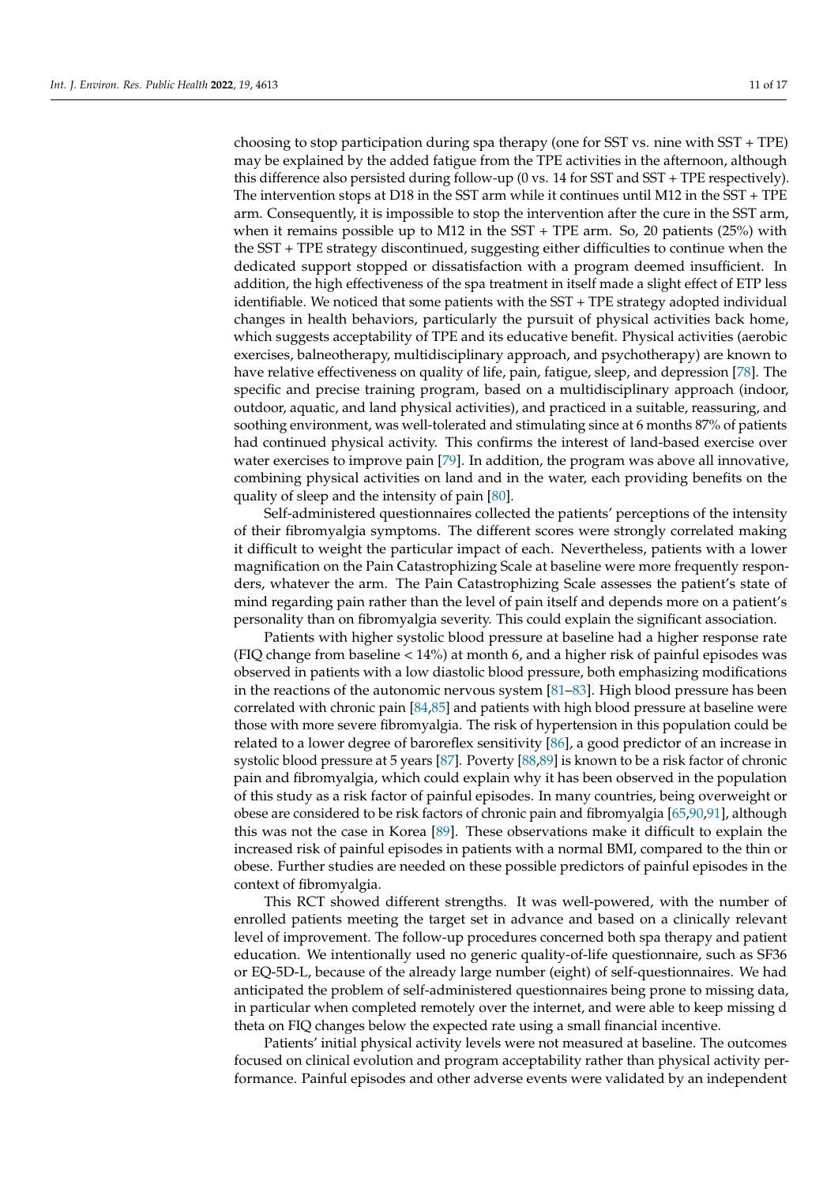choosing to stop participation during spa therapy (one for SST vs. nine with SST + TPE) may be explained by the added fatigue from the TPE activities in the afternoon, although this difference also persisted during follow-up (0 vs. 14 for SST and SST + TPE respectively). The intervention stops at D18 in the SST arm while it continues until M12 in the SST + TPE arm. Consequently, it is impossible to stop the intervention after the cure in the SST arm, when it remains possible up to M12 in the SST + TPE arm. So, 20 patients (25%) with the SST + TPE strategy discontinued, suggesting either difficulties to continue when the dedicated support stopped or dissatisfaction with a program deemed insufficient. In addition, the high effectiveness of the spa treatment in itself made a slight effect of ETP less identifiable. We noticed that some patients with the SST + TPE strategy adopted individual changes in health behaviors, particularly the pursuit of physical activities back home, which suggests acceptability of TPE and its educative benefit. Physical activities (aerobic exercises, balneotherapy, multidisciplinary approach, and psychotherapy) are known to have relative effectiveness on quality of life, pain, fatigue, sleep, and depression [78]. The specific and precise training program, based on a multidisciplinary approach (indoor, outdoor, aquatic, and land physical activities), and practiced in a suitable, reassuring, and soothing environment, was well-tolerated and stimulating since at 6 months 87% of patients had continued physical activity. This confirms the interest of land-based exercise over water exercises to improve pain [79]. In addition, the program was above all innovative, combining physical activities on land and in the water, each providing benefits on the quality of sleep and the intensity of pain [80].

Self-administered questionnaires collected the patients' perceptions of the intensity of their fibromyalgia symptoms. The different scores were strongly correlated making it difficult to weight the particular impact of each. Nevertheless, patients with a lower magnification on the Pain Catastrophizing Scale at baseline were more frequently responders, whatever the arm. The Pain Catastrophizing Scale assesses the patient's state of mind regarding pain rather than the level of pain itself and depends more on a patient's personality than on fibromyalgia severity. This could explain the significant association.

Patients with higher systolic blood pressure at baseline had a higher response rate (FIQ change from baseline < 14%) at month 6, and a higher risk of painful episodes was observed in patients with a low diastolic blood pressure, both emphasizing modifications in the reactions of the autonomic nervous system [81–83]. High blood pressure has been correlated with chronic pain [84,85] and patients with high blood pressure at baseline were those with more severe fibromyalgia. The risk of hypertension in this population could be related to a lower degree of baroreflex sensitivity [86], a good predictor of an increase in systolic blood pressure at 5 years [87]. Poverty [88,89] is known to be a risk factor of chronic pain and fibromyalgia, which could explain why it has been observed in the population of this study as a risk factor of painful episodes. In many countries, being overweight or obese are considered to be risk factors of chronic pain and fibromyalgia [65,90,91], although this was not the case in Korea [89]. These observations make it difficult to explain the increased risk of painful episodes in patients with a normal BMI, compared to the thin or obese. Further studies are needed on these possible predictors of painful episodes in the context of fibromyalgia.

This RCT showed different strengths. It was well-powered, with the number of enrolled patients meeting the target set in advance and based on a clinically relevant level of improvement. The follow-up procedures concerned both spa therapy and patient education. We intentionally used no generic quality-of-life questionnaire, such as SF36 or EQ-5D-L, because of the already large number (eight) of self-questionnaires. We had anticipated the problem of self-administered questionnaires being prone to missing data, in particular when completed remotely over the internet, and were able to keep missing d theta on FIQ changes below the expected rate using a small financial incentive.

Patients' initial physical activity levels were not measured at baseline. The outcomes focused on clinical evolution and program acceptability rather than physical activity performance. Painful episodes and other adverse events were validated by an independent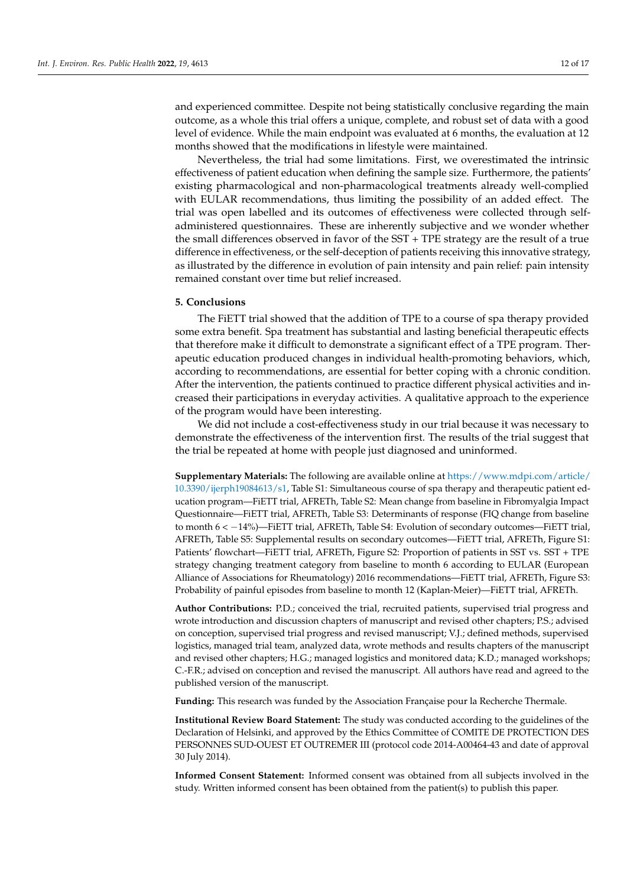and experienced committee. Despite not being statistically conclusive regarding the main outcome, as a whole this trial offers a unique, complete, and robust set of data with a good level of evidence. While the main endpoint was evaluated at 6 months, the evaluation at 12 months showed that the modifications in lifestyle were maintained.

Nevertheless, the trial had some limitations. First, we overestimated the intrinsic effectiveness of patient education when defining the sample size. Furthermore, the patients' existing pharmacological and non-pharmacological treatments already well-complied with EULAR recommendations, thus limiting the possibility of an added effect. The trial was open labelled and its outcomes of effectiveness were collected through self-administered questionnaires. These are inherently subjective and we wonder whether the small differences observed in favor of the SST + TPE strategy are the result of a true difference in effectiveness, or the self-deception of patients receiving this innovative strategy, as illustrated by the difference in evolution of pain intensity and pain relief: pain intensity remained constant over time but relief increased.

## 5. Conclusions

The FiETT trial showed that the addition of TPE to a course of spa therapy provided some extra benefit. Spa treatment has substantial and lasting beneficial therapeutic effects that therefore make it difficult to demonstrate a significant effect of a TPE program. Therapeutic education produced changes in individual health-promoting behaviors, which, according to recommendations, are essential for better coping with a chronic condition. After the intervention, the patients continued to practice different physical activities and increased their participations in everyday activities. A qualitative approach to the experience of the program would have been interesting.

We did not include a cost-effectiveness study in our trial because it was necessary to demonstrate the effectiveness of the intervention first. The results of the trial suggest that the trial be repeated at home with people just diagnosed and uninformed.

**Supplementary Materials:** The following are available online at https://www.mdpi.com/article/10.3390/ijerph19084613/s1, Table S1: Simultaneous course of spa therapy and therapeutic patient education program—FiETT trial, AFRETh, Table S2: Mean change from baseline in Fibromyalgia Impact Questionnaire—FiETT trial, AFRETh, Table S3: Determinants of response (FIQ change from baseline to month 6 < −14%)—FiETT trial, AFRETh, Table S4: Evolution of secondary outcomes—FiETT trial, AFRETh, Table S5: Supplemental results on secondary outcomes—FiETT trial, AFRETh, Figure S1: Patients' flowchart—FiETT trial, AFRETh, Figure S2: Proportion of patients in SST vs. SST + TPE strategy changing treatment category from baseline to month 6 according to EULAR (European Alliance of Associations for Rheumatology) 2016 recommendations—FiETT trial, AFRETh, Figure S3: Probability of painful episodes from baseline to month 12 (Kaplan-Meier)—FiETT trial, AFRETh.

**Author Contributions:** P.D.; conceived the trial, recruited patients, supervised trial progress and wrote introduction and discussion chapters of manuscript and revised other chapters; P.S.; advised on conception, supervised trial progress and revised manuscript; V.J.; defined methods, supervised logistics, managed trial team, analyzed data, wrote methods and results chapters of the manuscript and revised other chapters; H.G.; managed logistics and monitored data; K.D.; managed workshops; C.-F.R.; advised on conception and revised the manuscript. All authors have read and agreed to the published version of the manuscript.

**Funding:** This research was funded by the Association Française pour la Recherche Thermale.

**Institutional Review Board Statement:** The study was conducted according to the guidelines of the Declaration of Helsinki, and approved by the Ethics Committee of COMITE DE PROTECTION DES PERSONNES SUD-OUEST ET OUTREMER III (protocol code 2014-A00464-43 and date of approval 30 July 2014).

**Informed Consent Statement:** Informed consent was obtained from all subjects involved in the study. Written informed consent has been obtained from the patient(s) to publish this paper.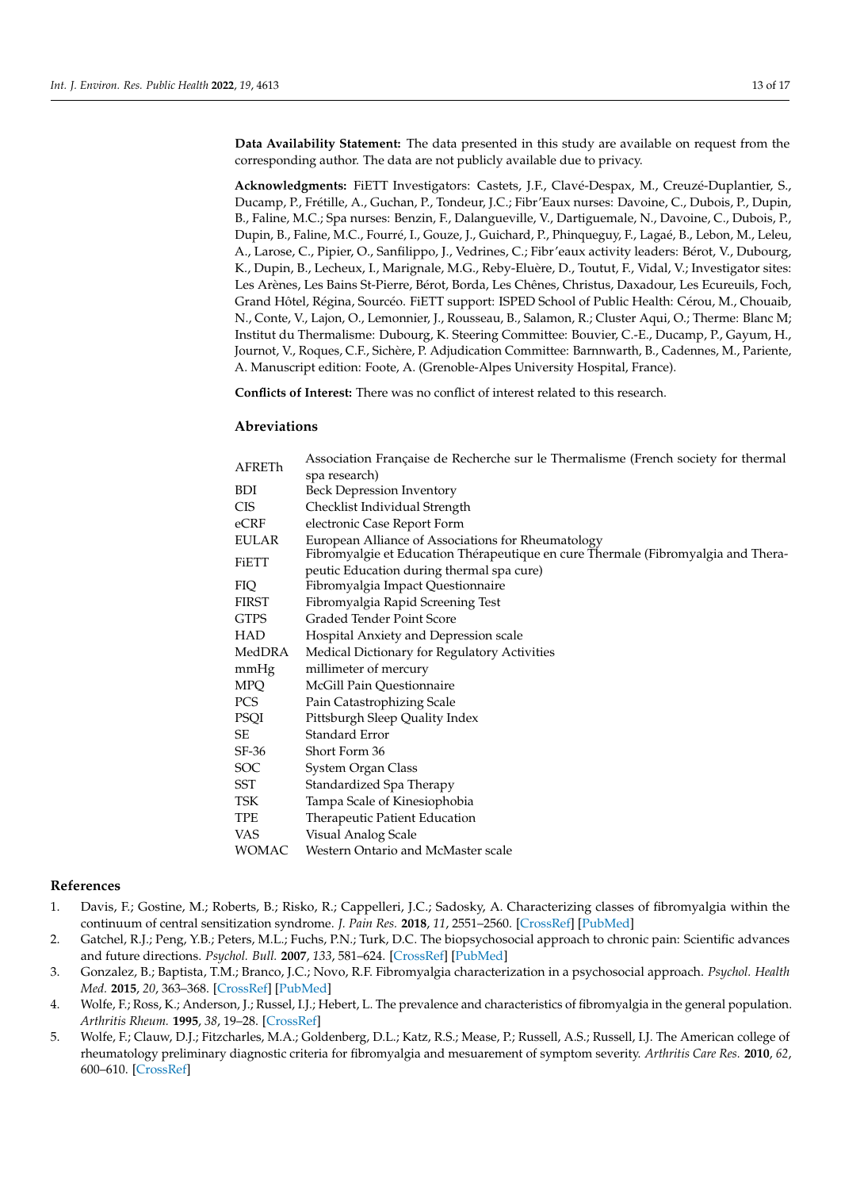**Data Availability Statement:** The data presented in this study are available on request from the corresponding author. The data are not publicly available due to privacy.

**Acknowledgments:** FiETT Investigators: Castets, J.F., Clavé-Despax, M., Creuzé-Duplantier, S., Ducamp, P., Frétille, A., Guchan, P., Tondeur, J.C.; Fibr'Eaux nurses: Davoine, C., Dubois, P., Dupin, B., Faline, M.C.; Spa nurses: Benzin, F., Dalangueville, V., Dartiguemale, N., Davoine, C., Dubois, P., Dupin, B., Faline, M.C., Fourré, I., Gouze, J., Guichard, P., Phinqueguy, F., Lagaé, B., Lebon, M., Leleu, A., Larose, C., Pipier, O., Sanfilippo, J., Vedrines, C.; Fibr'eaux activity leaders: Bérot, V., Dubourg, K., Dupin, B., Lecheux, I., Marignale, M.G., Reby-Eluère, D., Toutut, F., Vidal, V.; Investigator sites: Les Arènes, Les Bains St-Pierre, Bérot, Borda, Les Chênes, Christus, Daxadour, Les Ecureuils, Foch, Grand Hôtel, Régina, Sourcéo. FiETT support: ISPED School of Public Health: Cérou, M., Chouaib, N., Conte, V., Lajon, O., Lemonnier, J., Rousseau, B., Salamon, R.; Cluster Aqui, O.; Therme: Blanc M; Institut du Thermalisme: Dubourg, K. Steering Committee: Bouvier, C.-E., Ducamp, P., Gayum, H., Journot, V., Roques, C.F., Sichère, P. Adjudication Committee: Barnnwarth, B., Cadennes, M., Pariente, A. Manuscript edition: Foote, A. (Grenoble-Alpes University Hospital, France).

**Conflicts of Interest:** There was no conflict of interest related to this research.

## Abreviations

| | |
|---|---|
| AFRETh | Association Française de Recherche sur le Thermalisme (French society for thermal spa research) |
| BDI | Beck Depression Inventory |
| CIS | Checklist Individual Strength |
| eCRF | electronic Case Report Form |
| EULAR | European Alliance of Associations for Rheumatology |
| FiETT | Fibromyalgie et Education Thérapeutique en cure Thermale (Fibromyalgia and Therapeutic Education during thermal spa cure) |
| FIQ | Fibromyalgia Impact Questionnaire |
| FIRST | Fibromyalgia Rapid Screening Test |
| GTPS | Graded Tender Point Score |
| HAD | Hospital Anxiety and Depression scale |
| MedDRA | Medical Dictionary for Regulatory Activities |
| mmHg | millimeter of mercury |
| MPQ | McGill Pain Questionnaire |
| PCS | Pain Catastrophizing Scale |
| PSQI | Pittsburgh Sleep Quality Index |
| SE | Standard Error |
| SF-36 | Short Form 36 |
| SOC | System Organ Class |
| SST | Standardized Spa Therapy |
| TSK | Tampa Scale of Kinesiophobia |
| TPE | Therapeutic Patient Education |
| VAS | Visual Analog Scale |
| WOMAC | Western Ontario and McMaster scale |

## References

1. Davis, F.; Gostine, M.; Roberts, B.; Risko, R.; Cappelleri, J.C.; Sadosky, A. Characterizing classes of fibromyalgia within the continuum of central sensitization syndrome. *J. Pain Res.* **2018**, *11*, 2551–2560. [CrossRef] [PubMed]
2. Gatchel, R.J.; Peng, Y.B.; Peters, M.L.; Fuchs, P.N.; Turk, D.C. The biopsychosocial approach to chronic pain: Scientific advances and future directions. *Psychol. Bull.* **2007**, *133*, 581–624. [CrossRef] [PubMed]
3. Gonzalez, B.; Baptista, T.M.; Branco, J.C.; Novo, R.F. Fibromyalgia characterization in a psychosocial approach. *Psychol. Health Med.* **2015**, *20*, 363–368. [CrossRef] [PubMed]
4. Wolfe, F.; Ross, K.; Anderson, J.; Russel, I.J.; Hebert, L. The prevalence and characteristics of fibromyalgia in the general population. *Arthritis Rheum.* **1995**, *38*, 19–28. [CrossRef]
5. Wolfe, F.; Clauw, D.J.; Fitzcharles, M.A.; Goldenberg, D.L.; Katz, R.S.; Mease, P.; Russell, A.S.; Russell, I.J. The American college of rheumatology preliminary diagnostic criteria for fibromyalgia and mesuarement of symptom severity. *Arthritis Care Res.* **2010**, *62*, 600–610. [CrossRef]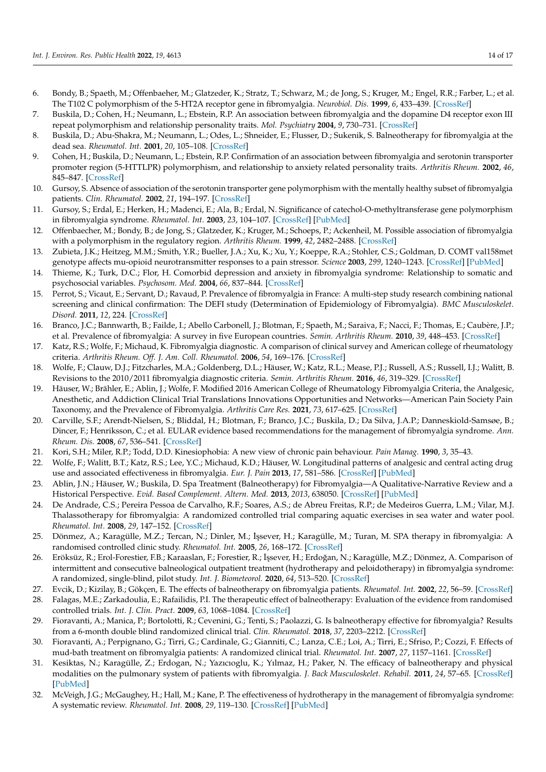6. Bondy, B.; Spaeth, M.; Offenbaeher, M.; Glatzeder, K.; Stratz, T.; Schwarz, M.; de Jong, S.; Kruger, M.; Engel, R.R.; Farber, L.; et al. The T102 C polymorphism of the 5-HT2A receptor gene in fibromyalgia. *Neurobiol. Dis.* **1999**, *6*, 433–439. [CrossRef]
7. Buskila, D.; Cohen, H.; Neumann, L.; Ebstein, R.P. An association between fibromyalgia and the dopamine D4 receptor exon III repeat polymorphism and relationship personality traits. *Mol. Psychiatry* **2004**, *9*, 730–731. [CrossRef]
8. Buskila, D.; Abu-Shakra, M.; Neumann, L.; Odes, L.; Shneider, E.; Flusser, D.; Sukenik, S. Balneotherapy for fibromyalgia at the dead sea. *Rheumatol. Int.* **2001**, *20*, 105–108. [CrossRef]
9. Cohen, H.; Buskila, D.; Neumann, L.; Ebstein, R.P. Confirmation of an association between fibromyalgia and serotonin transporter promoter region (5-HTTLPR) polymorphism, and relationship to anxiety related personality traits. *Arthritis Rheum.* **2002**, *46*, 845–847. [CrossRef]
10. Gursoy, S. Absence of association of the serotonin transporter gene polymorphism with the mentally healthy subset of fibromyalgia patients. *Clin. Rheumatol.* **2002**, *21*, 194–197. [CrossRef]
11. Gursoy, S.; Erdal, E.; Herken, H.; Madenci, E.; Ala, B.; Erdal, N. Significance of catechol-O-methyltransferase gene polymorphism in fibromyalgia syndrome. *Rheumatol. Int.* **2003**, *23*, 104–107. [CrossRef] [PubMed]
12. Offenbaecher, M.; Bondy, B.; de Jong, S.; Glatzeder, K.; Kruger, M.; Schoeps, P.; Ackenheil, M. Possible association of fibromyalgia with a polymorphism in the regulatory region. *Arthritis Rheum.* **1999**, *42*, 2482–2488. [CrossRef]
13. Zubieta, J.K.; Heitzeg, M.M.; Smith, Y.R.; Bueller, J.A.; Xu, K.; Xu, Y.; Koeppe, R.A.; Stohler, C.S.; Goldman, D. COMT val158met genotype affects mu-opioid neurotransmitter responses to a pain stressor. *Science* **2003**, *299*, 1240–1243. [CrossRef] [PubMed]
14. Thieme, K.; Turk, D.C.; Flor, H. Comorbid depression and anxiety in fibromyalgia syndrome: Relationship to somatic and psychosocial variables. *Psychosom. Med.* **2004**, *66*, 837–844. [CrossRef]
15. Perrot, S.; Vicaut, E.; Servant, D.; Ravaud, P. Prevalence of fibromyalgia in France: A multi-step study research combining national screening and clinical confirmation: The DEFI study (Determination of Epidemiology of Fibromyalgia). *BMC Musculoskelet. Disord.* **2011**, *12*, 224. [CrossRef]
16. Branco, J.C.; Bannwarth, B.; Failde, I.; Abello Carbonell, J.; Blotman, F.; Spaeth, M.; Saraiva, F.; Nacci, F.; Thomas, E.; Caubère, J.P.; et al. Prevalence of fibromyalgia: A survey in five European countries. *Semin. Arthritis Rheum.* **2010**, *39*, 448–453. [CrossRef]
17. Katz, R.S.; Wolfe, F.; Michaud, K. Fibromyalgia diagnostic. A comparison of clinical survey and American college of rheumatology criteria. *Arthritis Rheum. Off. J. Am. Coll. Rheumatol.* **2006**, *54*, 169–176. [CrossRef]
18. Wolfe, F.; Clauw, D.J.; Fitzcharles, M.A.; Goldenberg, D.L.; Häuser, W.; Katz, R.L.; Mease, P.J.; Russell, A.S.; Russell, I.J.; Walitt, B. Revisions to the 2010/2011 fibromyalgia diagnostic criteria. *Semin. Arthritis Rheum.* **2016**, *46*, 319–329. [CrossRef]
19. Häuser, W.; Brähler, E.; Ablin, J.; Wolfe, F. Modified 2016 American College of Rheumatology Fibromyalgia Criteria, the Analgesic, Anesthetic, and Addiction Clinical Trial Translations Innovations Opportunities and Networks—American Pain Society Pain Taxonomy, and the Prevalence of Fibromyalgia. *Arthritis Care Res.* **2021**, *73*, 617–625. [CrossRef]
20. Carville, S.F.; Arendt-Nielsen, S.; Bliddal, H.; Blotman, F.; Branco, J.C.; Buskila, D.; Da Silva, J.A.P.; Danneskiold-Samsøe, B.; Dincer, F.; Henriksson, C.; et al. EULAR evidence based recommendations for the management of fibromyalgia syndrome. *Ann. Rheum. Dis.* **2008**, *67*, 536–541. [CrossRef]
21. Kori, S.H.; Miler, R.P.; Todd, D.D. Kinesiophobia: A new view of chronic pain behaviour. *Pain Manag.* **1990**, *3*, 35–43.
22. Wolfe, F.; Walitt, B.T.; Katz, R.S.; Lee, Y.C.; Michaud, K.D.; Häuser, W. Longitudinal patterns of analgesic and central acting drug use and associated effectiveness in fibromyalgia. *Eur. J. Pain* **2013**, *17*, 581–586. [CrossRef] [PubMed]
23. Ablin, J.N.; Häuser, W.; Buskila, D. Spa Treatment (Balneotherapy) for Fibromyalgia—A Qualitative-Narrative Review and a Historical Perspective. *Evid. Based Complement. Altern. Med.* **2013**, *2013*, 638050. [CrossRef] [PubMed]
24. De Andrade, C.S.; Pereira Pessoa de Carvalho, R.F.; Soares, A.S.; de Abreu Freitas, R.P.; de Medeiros Guerra, L.M.; Vilar, M.J. Thalassotherapy for fibromyalgia: A randomized controlled trial comparing aquatic exercises in sea water and water pool. *Rheumatol. Int.* **2008**, *29*, 147–152. [CrossRef]
25. Dönmez, A.; Karagülle, M.Z.; Tercan, N.; Dinler, M.; İşsever, H.; Karagülle, M.; Turan, M. SPA therapy in fibromyalgia: A randomised controlled clinic study. *Rheumatol. Int.* **2005**, *26*, 168–172. [CrossRef]
26. Eröksüz, R.; Erol-Forestier, F.B.; Karaaslan, F.; Forestier, R.; İşsever, H.; Erdoğan, N.; Karagülle, M.Z.; Dönmez, A. Comparison of intermittent and consecutive balneological outpatient treatment (hydrotherapy and peloidotherapy) in fibromyalgia syndrome: A randomized, single-blind, pilot study. *Int. J. Biometeorol.* **2020**, *64*, 513–520. [CrossRef]
27. Evcik, D.; Kizilay, B.; Gökçen, E. The effects of balneotherapy on fibromyalgia patients. *Rheumatol. Int.* **2002**, *22*, 56–59. [CrossRef]
28. Falagas, M.E.; Zarkadoulia, E.; Rafailidis, P.I. The therapeutic effect of balneotherapy: Evaluation of the evidence from randomised controlled trials. *Int. J. Clin. Pract.* **2009**, *63*, 1068–1084. [CrossRef]
29. Fioravanti, A.; Manica, P.; Bortolotti, R.; Cevenini, G.; Tenti, S.; Paolazzi, G. Is balneotherapy effective for fibromyalgia? Results from a 6-month double blind randomized clinical trial. *Clin. Rheumatol.* **2018**, *37*, 2203–2212. [CrossRef]
30. Fioravanti, A.; Perpignano, G.; Tirri, G.; Cardinale, G.; Gianniti, C.; Lanza, C.E.; Loi, A.; Tirri, E.; Sfriso, P.; Cozzi, F. Effects of mud-bath treatment on fibromyalgia patients: A randomized clinical trial. *Rheumatol. Int.* **2007**, *27*, 1157–1161. [CrossRef]
31. Kesiktas, N.; Karagülle, Z.; Erdogan, N.; Yazıcıoglu, K.; Yılmaz, H.; Paker, N. The efficacy of balneotherapy and physical modalities on the pulmonary system of patients with fibromyalgia. *J. Back Musculoskelet. Rehabil.* **2011**, *24*, 57–65. [CrossRef] [PubMed]
32. McVeigh, J.G.; McGaughey, H.; Hall, M.; Kane, P. The effectiveness of hydrotherapy in the management of fibromyalgia syndrome: A systematic review. *Rheumatol. Int.* **2008**, *29*, 119–130. [CrossRef] [PubMed]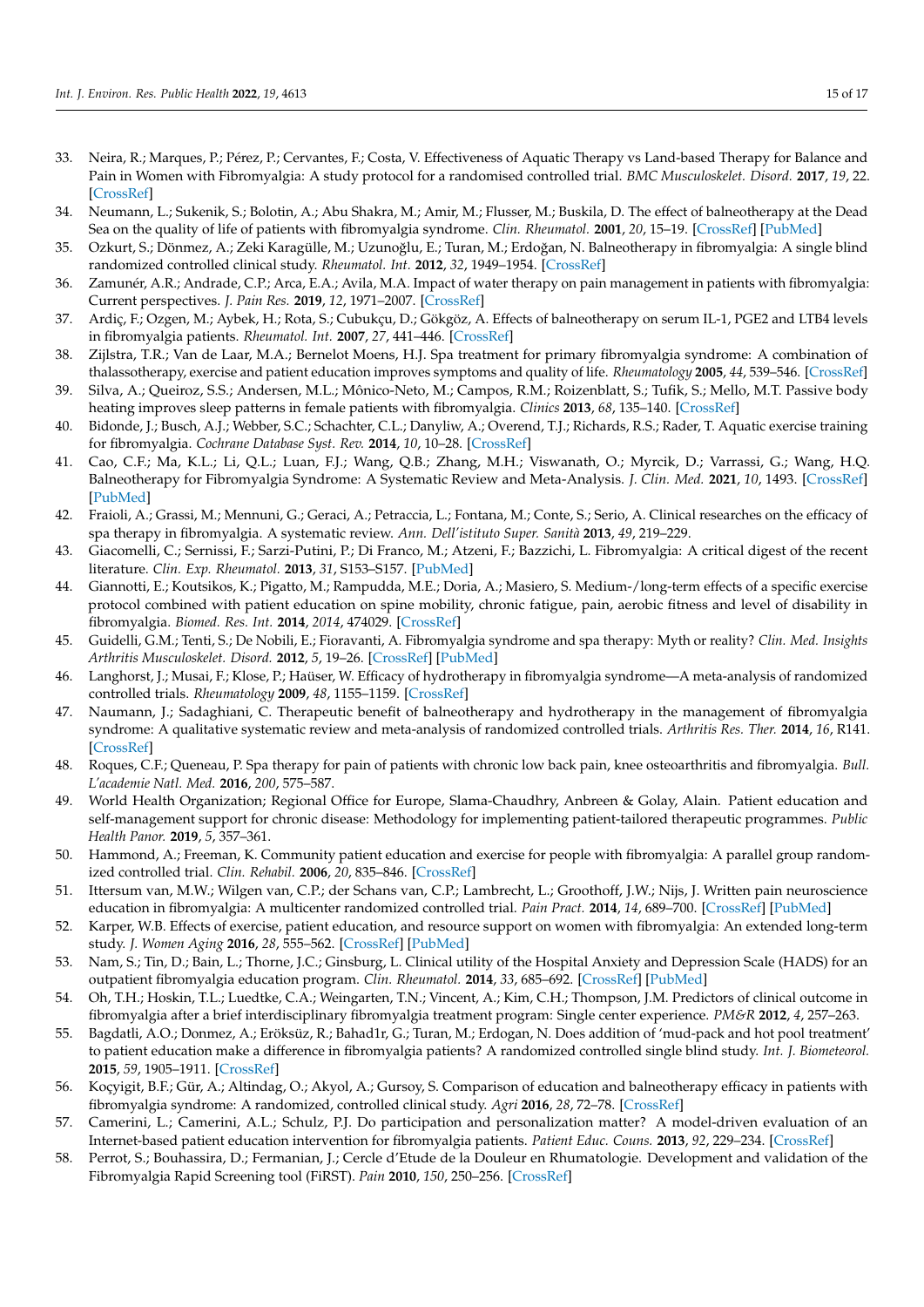33. Neira, R.; Marques, P.; Pérez, P.; Cervantes, F.; Costa, V. Effectiveness of Aquatic Therapy vs Land-based Therapy for Balance and Pain in Women with Fibromyalgia: A study protocol for a randomised controlled trial. *BMC Musculoskelet. Disord.* **2017**, *19*, 22. [CrossRef]
34. Neumann, L.; Sukenik, S.; Bolotin, A.; Abu Shakra, M.; Amir, M.; Flusser, M.; Buskila, D. The effect of balneotherapy at the Dead Sea on the quality of life of patients with fibromyalgia syndrome. *Clin. Rheumatol.* **2001**, *20*, 15–19. [CrossRef] [PubMed]
35. Ozkurt, S.; Dönmez, A.; Zeki Karagülle, M.; Uzunoğlu, E.; Turan, M.; Erdoğan, N. Balneotherapy in fibromyalgia: A single blind randomized controlled clinical study. *Rheumatol. Int.* **2012**, *32*, 1949–1954. [CrossRef]
36. Zamunér, A.R.; Andrade, C.P.; Arca, E.A.; Avila, M.A. Impact of water therapy on pain management in patients with fibromyalgia: Current perspectives. *J. Pain Res.* **2019**, *12*, 1971–2007. [CrossRef]
37. Ardiç, F.; Ozgen, M.; Aybek, H.; Rota, S.; Cubukçu, D.; Gökgöz, A. Effects of balneotherapy on serum IL-1, PGE2 and LTB4 levels in fibromyalgia patients. *Rheumatol. Int.* **2007**, *27*, 441–446. [CrossRef]
38. Zijlstra, T.R.; Van de Laar, M.A.; Bernelot Moens, H.J. Spa treatment for primary fibromyalgia syndrome: A combination of thalassotherapy, exercise and patient education improves symptoms and quality of life. *Rheumatology* **2005**, *44*, 539–546. [CrossRef]
39. Silva, A.; Queiroz, S.S.; Andersen, M.L.; Mônico-Neto, M.; Campos, R.M.; Roizenblatt, S.; Tufik, S.; Mello, M.T. Passive body heating improves sleep patterns in female patients with fibromyalgia. *Clinics* **2013**, *68*, 135–140. [CrossRef]
40. Bidonde, J.; Busch, A.J.; Webber, S.C.; Schachter, C.L.; Danyliw, A.; Overend, T.J.; Richards, R.S.; Rader, T. Aquatic exercise training for fibromyalgia. *Cochrane Database Syst. Rev.* **2014**, *10*, 10–28. [CrossRef]
41. Cao, C.F.; Ma, K.L.; Li, Q.L.; Luan, F.J.; Wang, Q.B.; Zhang, M.H.; Viswanath, O.; Myrcik, D.; Varrassi, G.; Wang, H.Q. Balneotherapy for Fibromyalgia Syndrome: A Systematic Review and Meta-Analysis. *J. Clin. Med.* **2021**, *10*, 1493. [CrossRef] [PubMed]
42. Fraioli, A.; Grassi, M.; Mennuni, G.; Geraci, A.; Petraccia, L.; Fontana, M.; Conte, S.; Serio, A. Clinical researches on the efficacy of spa therapy in fibromyalgia. A systematic review. *Ann. Dell'istituto Super. Sanità* **2013**, *49*, 219–229.
43. Giacomelli, C.; Sernissi, F.; Sarzi-Putini, P.; Di Franco, M.; Atzeni, F.; Bazzichi, L. Fibromyalgia: A critical digest of the recent literature. *Clin. Exp. Rheumatol.* **2013**, *31*, S153–S157. [PubMed]
44. Giannotti, E.; Koutsikos, K.; Pigatto, M.; Rampudda, M.E.; Doria, A.; Masiero, S. Medium-/long-term effects of a specific exercise protocol combined with patient education on spine mobility, chronic fatigue, pain, aerobic fitness and level of disability in fibromyalgia. *Biomed. Res. Int.* **2014**, *2014*, 474029. [CrossRef]
45. Guidelli, G.M.; Tenti, S.; De Nobili, E.; Fioravanti, A. Fibromyalgia syndrome and spa therapy: Myth or reality? *Clin. Med. Insights Arthritis Musculoskelet. Disord.* **2012**, *5*, 19–26. [CrossRef] [PubMed]
46. Langhorst, J.; Musai, F.; Klose, P.; Haüser, W. Efficacy of hydrotherapy in fibromyalgia syndrome—A meta-analysis of randomized controlled trials. *Rheumatology* **2009**, *48*, 1155–1159. [CrossRef]
47. Naumann, J.; Sadaghiani, C. Therapeutic benefit of balneotherapy and hydrotherapy in the management of fibromyalgia syndrome: A qualitative systematic review and meta-analysis of randomized controlled trials. *Arthritis Res. Ther.* **2014**, *16*, R141. [CrossRef]
48. Roques, C.F.; Queneau, P. Spa therapy for pain of patients with chronic low back pain, knee osteoarthritis and fibromyalgia. *Bull. L'academie Natl. Med.* **2016**, *200*, 575–587.
49. World Health Organization; Regional Office for Europe, Slama-Chaudhry, Anbreen & Golay, Alain. Patient education and self-management support for chronic disease: Methodology for implementing patient-tailored therapeutic programmes. *Public Health Panor.* **2019**, *5*, 357–361.
50. Hammond, A.; Freeman, K. Community patient education and exercise for people with fibromyalgia: A parallel group randomized controlled trial. *Clin. Rehabil.* **2006**, *20*, 835–846. [CrossRef]
51. Ittersum van, M.W.; Wilgen van, C.P.; der Schans van, C.P.; Lambrecht, L.; Groothoff, J.W.; Nijs, J. Written pain neuroscience education in fibromyalgia: A multicenter randomized controlled trial. *Pain Pract.* **2014**, *14*, 689–700. [CrossRef] [PubMed]
52. Karper, W.B. Effects of exercise, patient education, and resource support on women with fibromyalgia: An extended long-term study. *J. Women Aging* **2016**, *28*, 555–562. [CrossRef] [PubMed]
53. Nam, S.; Tin, D.; Bain, L.; Thorne, J.C.; Ginsburg, L. Clinical utility of the Hospital Anxiety and Depression Scale (HADS) for an outpatient fibromyalgia education program. *Clin. Rheumatol.* **2014**, *33*, 685–692. [CrossRef] [PubMed]
54. Oh, T.H.; Hoskin, T.L.; Luedtke, C.A.; Weingarten, T.N.; Vincent, A.; Kim, C.H.; Thompson, J.M. Predictors of clinical outcome in fibromyalgia after a brief interdisciplinary fibromyalgia treatment program: Single center experience. *PM&R* **2012**, *4*, 257–263.
55. Bagdatli, A.O.; Donmez, A.; Eröksüz, R.; Bahad1r, G.; Turan, M.; Erdogan, N. Does addition of 'mud-pack and hot pool treatment' to patient education make a difference in fibromyalgia patients? A randomized controlled single blind study. *Int. J. Biometeorol.* **2015**, *59*, 1905–1911. [CrossRef]
56. Koçyigit, B.F.; Gür, A.; Altindag, O.; Akyol, A.; Gursoy, S. Comparison of education and balneotherapy efficacy in patients with fibromyalgia syndrome: A randomized, controlled clinical study. *Agri* **2016**, *28*, 72–78. [CrossRef]
57. Camerini, L.; Camerini, A.L.; Schulz, P.J. Do participation and personalization matter? A model-driven evaluation of an Internet-based patient education intervention for fibromyalgia patients. *Patient Educ. Couns.* **2013**, *92*, 229–234. [CrossRef]
58. Perrot, S.; Bouhassira, D.; Fermanian, J.; Cercle d'Etude de la Douleur en Rhumatologie. Development and validation of the Fibromyalgia Rapid Screening tool (FiRST). *Pain* **2010**, *150*, 250–256. [CrossRef]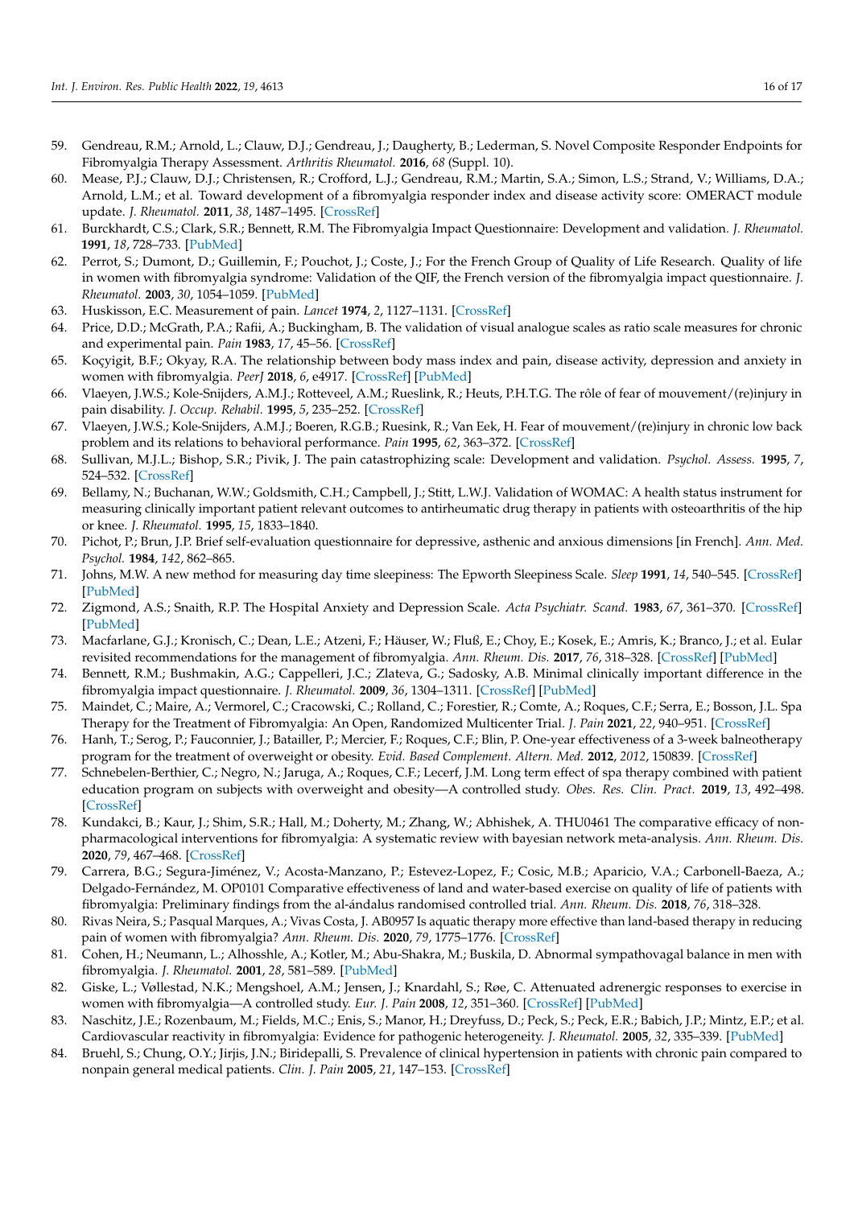59. Gendreau, R.M.; Arnold, L.; Clauw, D.J.; Gendreau, J.; Daugherty, B.; Lederman, S. Novel Composite Responder Endpoints for Fibromyalgia Therapy Assessment. *Arthritis Rheumatol.* **2016**, *68* (Suppl. 10).
60. Mease, P.J.; Clauw, D.J.; Christensen, R.; Crofford, L.J.; Gendreau, R.M.; Martin, S.A.; Simon, L.S.; Strand, V.; Williams, D.A.; Arnold, L.M.; et al. Toward development of a fibromyalgia responder index and disease activity score: OMERACT module update. *J. Rheumatol.* **2011**, *38*, 1487–1495. [CrossRef]
61. Burckhardt, C.S.; Clark, S.R.; Bennett, R.M. The Fibromyalgia Impact Questionnaire: Development and validation. *J. Rheumatol.* **1991**, *18*, 728–733. [PubMed]
62. Perrot, S.; Dumont, D.; Guillemin, F.; Pouchot, J.; Coste, J.; For the French Group of Quality of Life Research. Quality of life in women with fibromyalgia syndrome: Validation of the QIF, the French version of the fibromyalgia impact questionnaire. *J. Rheumatol.* **2003**, *30*, 1054–1059. [PubMed]
63. Huskisson, E.C. Measurement of pain. *Lancet* **1974**, *2*, 1127–1131. [CrossRef]
64. Price, D.D.; McGrath, P.A.; Rafii, A.; Buckingham, B. The validation of visual analogue scales as ratio scale measures for chronic and experimental pain. *Pain* **1983**, *17*, 45–56. [CrossRef]
65. Koçyigit, B.F.; Okyay, R.A. The relationship between body mass index and pain, disease activity, depression and anxiety in women with fibromyalgia. *PeerJ* **2018**, *6*, e4917. [CrossRef] [PubMed]
66. Vlaeyen, J.W.S.; Kole-Snijders, A.M.J.; Rotteveel, A.M.; Rueslink, R.; Heuts, P.H.T.G. The rôle of fear of mouvement/(re)injury in pain disability. *J. Occup. Rehabil.* **1995**, *5*, 235–252. [CrossRef]
67. Vlaeyen, J.W.S.; Kole-Snijders, A.M.J.; Boeren, R.G.B.; Ruesink, R.; Van Eek, H. Fear of mouvement/(re)injury in chronic low back problem and its relations to behavioral performance. *Pain* **1995**, *62*, 363–372. [CrossRef]
68. Sullivan, M.J.L.; Bishop, S.R.; Pivik, J. The pain catastrophizing scale: Development and validation. *Psychol. Assess.* **1995**, *7*, 524–532. [CrossRef]
69. Bellamy, N.; Buchanan, W.W.; Goldsmith, C.H.; Campbell, J.; Stitt, L.W.J. Validation of WOMAC: A health status instrument for measuring clinically important patient relevant outcomes to antirheumatic drug therapy in patients with osteoarthritis of the hip or knee. *J. Rheumatol.* **1995**, *15*, 1833–1840.
70. Pichot, P.; Brun, J.P. Brief self-evaluation questionnaire for depressive, asthenic and anxious dimensions [in French]. *Ann. Med. Psychol.* **1984**, *142*, 862–865.
71. Johns, M.W. A new method for measuring day time sleepiness: The Epworth Sleepiness Scale. *Sleep* **1991**, *14*, 540–545. [CrossRef] [PubMed]
72. Zigmond, A.S.; Snaith, R.P. The Hospital Anxiety and Depression Scale. *Acta Psychiatr. Scand.* **1983**, *67*, 361–370. [CrossRef] [PubMed]
73. Macfarlane, G.J.; Kronisch, C.; Dean, L.E.; Atzeni, F.; Häuser, W.; Fluß, E.; Choy, E.; Kosek, E.; Amris, K.; Branco, J.; et al. Eular revisited recommendations for the management of fibromyalgia. *Ann. Rheum. Dis.* **2017**, *76*, 318–328. [CrossRef] [PubMed]
74. Bennett, R.M.; Bushmakin, A.G.; Cappelleri, J.C.; Zlateva, G.; Sadosky, A.B. Minimal clinically important difference in the fibromyalgia impact questionnaire. *J. Rheumatol.* **2009**, *36*, 1304–1311. [CrossRef] [PubMed]
75. Maindet, C.; Maire, A.; Vermorel, C.; Cracowski, C.; Rolland, C.; Forestier, R.; Comte, A.; Roques, C.F.; Serra, E.; Bosson, J.L. Spa Therapy for the Treatment of Fibromyalgia: An Open, Randomized Multicenter Trial. *J. Pain* **2021**, *22*, 940–951. [CrossRef]
76. Hanh, T.; Serog, P.; Fauconnier, J.; Batailler, P.; Mercier, F.; Roques, C.F.; Blin, P. One-year effectiveness of a 3-week balneotherapy program for the treatment of overweight or obesity. *Evid. Based Complement. Altern. Med.* **2012**, *2012*, 150839. [CrossRef]
77. Schnebelen-Berthier, C.; Negro, N.; Jaruga, A.; Roques, C.F.; Lecerf, J.M. Long term effect of spa therapy combined with patient education program on subjects with overweight and obesity—A controlled study. *Obes. Res. Clin. Pract.* **2019**, *13*, 492–498. [CrossRef]
78. Kundakci, B.; Kaur, J.; Shim, S.R.; Hall, M.; Doherty, M.; Zhang, W.; Abhishek, A. THU0461 The comparative efficacy of non-pharmacological interventions for fibromyalgia: A systematic review with bayesian network meta-analysis. *Ann. Rheum. Dis.* **2020**, *79*, 467–468. [CrossRef]
79. Carrera, B.G.; Segura-Jiménez, V.; Acosta-Manzano, P.; Estevez-Lopez, F.; Cosic, M.B.; Aparicio, V.A.; Carbonell-Baeza, A.; Delgado-Fernández, M. OP0101 Comparative effectiveness of land and water-based exercise on quality of life of patients with fibromyalgia: Preliminary findings from the al-ándalus randomised controlled trial. *Ann. Rheum. Dis.* **2018**, *76*, 318–328.
80. Rivas Neira, S.; Pasqual Marques, A.; Vivas Costa, J. AB0957 Is aquatic therapy more effective than land-based therapy in reducing pain of women with fibromyalgia? *Ann. Rheum. Dis.* **2020**, *79*, 1775–1776. [CrossRef]
81. Cohen, H.; Neumann, L.; Alhosshle, A.; Kotler, M.; Abu-Shakra, M.; Buskila, D. Abnormal sympathovagal balance in men with fibromyalgia. *J. Rheumatol.* **2001**, *28*, 581–589. [PubMed]
82. Giske, L.; Vøllestad, N.K.; Mengshoel, A.M.; Jensen, J.; Knardahl, S.; Røe, C. Attenuated adrenergic responses to exercise in women with fibromyalgia—A controlled study. *Eur. J. Pain* **2008**, *12*, 351–360. [CrossRef] [PubMed]
83. Naschitz, J.E.; Rozenbaum, M.; Fields, M.C.; Enis, S.; Manor, H.; Dreyfuss, D.; Peck, S.; Peck, E.R.; Babich, J.P.; Mintz, E.P.; et al. Cardiovascular reactivity in fibromyalgia: Evidence for pathogenic heterogeneity. *J. Rheumatol.* **2005**, *32*, 335–339. [PubMed]
84. Bruehl, S.; Chung, O.Y.; Jirjis, J.N.; Biridepalli, S. Prevalence of clinical hypertension in patients with chronic pain compared to nonpain general medical patients. *Clin. J. Pain* **2005**, *21*, 147–153. [CrossRef]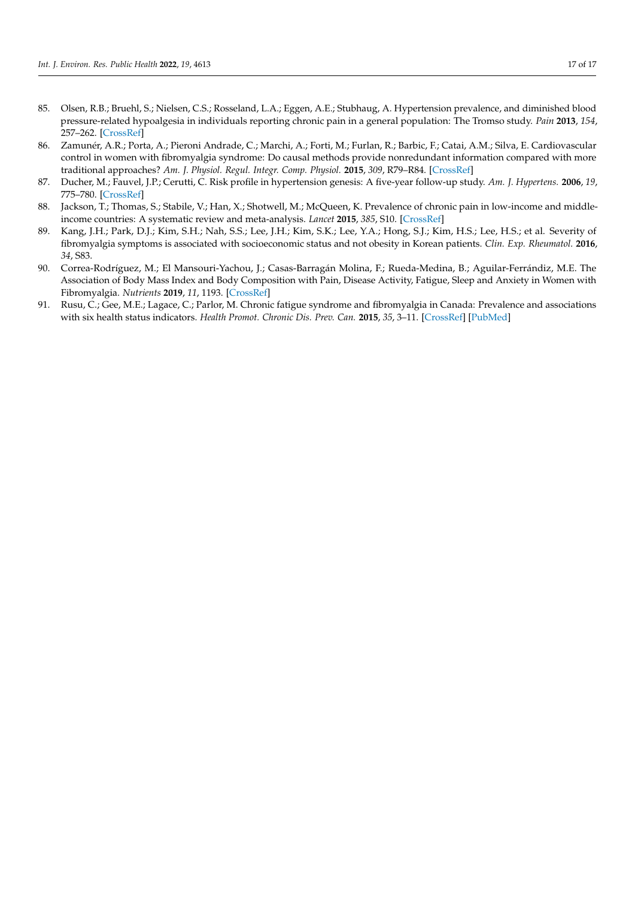85. Olsen, R.B.; Bruehl, S.; Nielsen, C.S.; Rosseland, L.A.; Eggen, A.E.; Stubhaug, A. Hypertension prevalence, and diminished blood pressure-related hypoalgesia in individuals reporting chronic pain in a general population: The Tromso study. *Pain* **2013**, *154*, 257–262. [CrossRef]
86. Zamunér, A.R.; Porta, A.; Pieroni Andrade, C.; Marchi, A.; Forti, M.; Furlan, R.; Barbic, F.; Catai, A.M.; Silva, E. Cardiovascular control in women with fibromyalgia syndrome: Do causal methods provide nonredundant information compared with more traditional approaches? *Am. J. Physiol. Regul. Integr. Comp. Physiol.* **2015**, *309*, R79–R84. [CrossRef]
87. Ducher, M.; Fauvel, J.P.; Cerutti, C. Risk profile in hypertension genesis: A five-year follow-up study. *Am. J. Hypertens.* **2006**, *19*, 775–780. [CrossRef]
88. Jackson, T.; Thomas, S.; Stabile, V.; Han, X.; Shotwell, M.; McQueen, K. Prevalence of chronic pain in low-income and middle-income countries: A systematic review and meta-analysis. *Lancet* **2015**, *385*, S10. [CrossRef]
89. Kang, J.H.; Park, D.J.; Kim, S.H.; Nah, S.S.; Lee, J.H.; Kim, S.K.; Lee, Y.A.; Hong, S.J.; Kim, H.S.; Lee, H.S.; et al. Severity of fibromyalgia symptoms is associated with socioeconomic status and not obesity in Korean patients. *Clin. Exp. Rheumatol.* **2016**, *34*, S83.
90. Correa-Rodríguez, M.; El Mansouri-Yachou, J.; Casas-Barragán Molina, F.; Rueda-Medina, B.; Aguilar-Ferrándiz, M.E. The Association of Body Mass Index and Body Composition with Pain, Disease Activity, Fatigue, Sleep and Anxiety in Women with Fibromyalgia. *Nutrients* **2019**, *11*, 1193. [CrossRef]
91. Rusu, C.; Gee, M.E.; Lagace, C.; Parlor, M. Chronic fatigue syndrome and fibromyalgia in Canada: Prevalence and associations with six health status indicators. *Health Promot. Chronic Dis. Prev. Can.* **2015**, *35*, 3–11. [CrossRef] [PubMed]